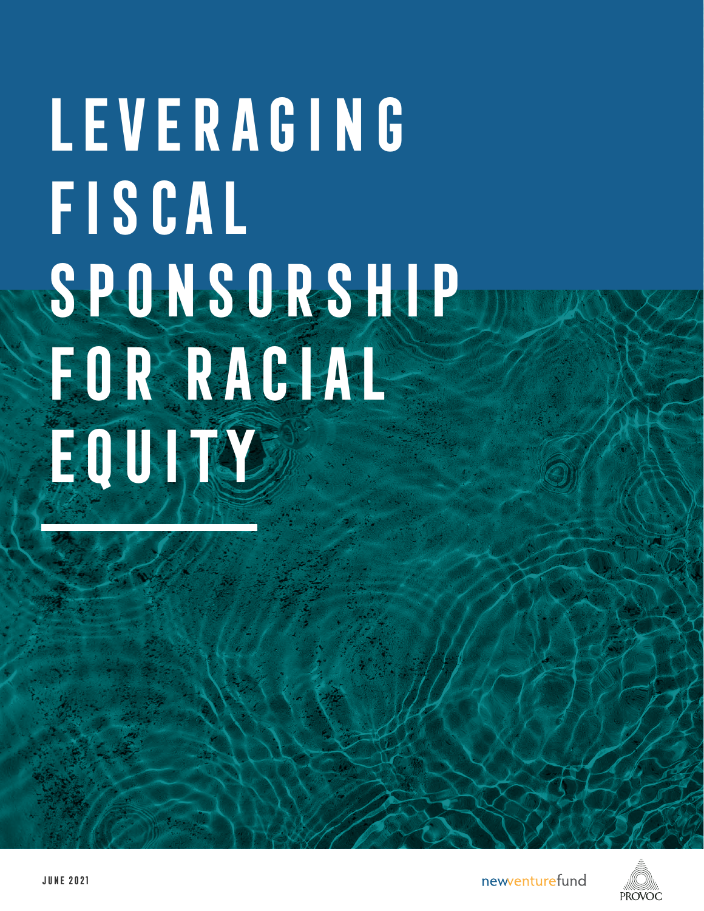# LEVERAGING FISCAL SPONSORSHIP FOR RACIAL EQUITY

JUNE 2021

newventurefund

PROVOC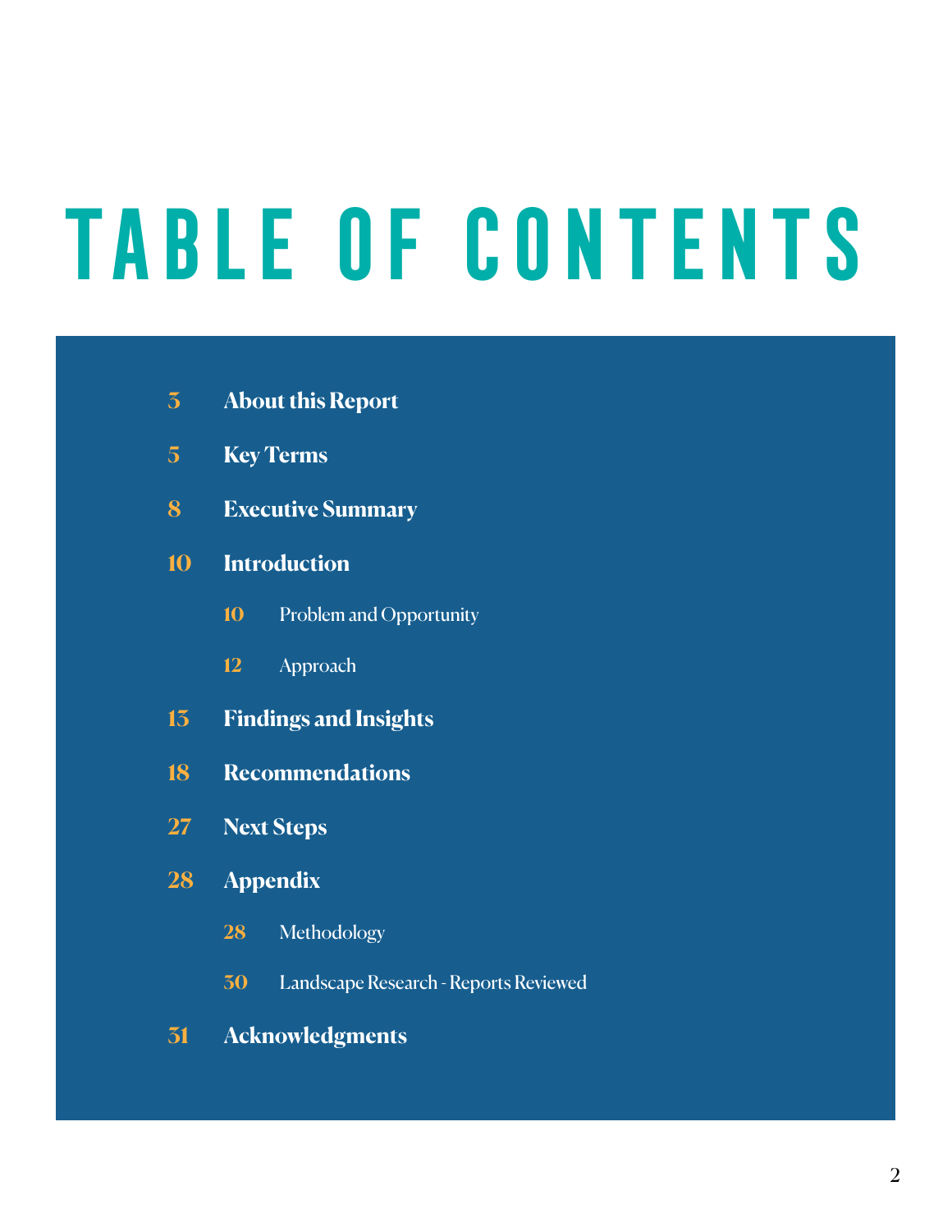# TABLE OF CONTENTS

- 3 **About this Report**
- 5 **Key Terms**
- 8 **Executive Summary**
- 10 **Introduction**
  - 10 Problem and Opportunity
  - 12 Approach
- 13 **Findings and Insights**
- 18 **Recommendations**
- 27 **Next Steps**
- 28 **Appendix**
  - 28 Methodology
  - 30 Landscape Research - Reports Reviewed
- 31 **Acknowledgments**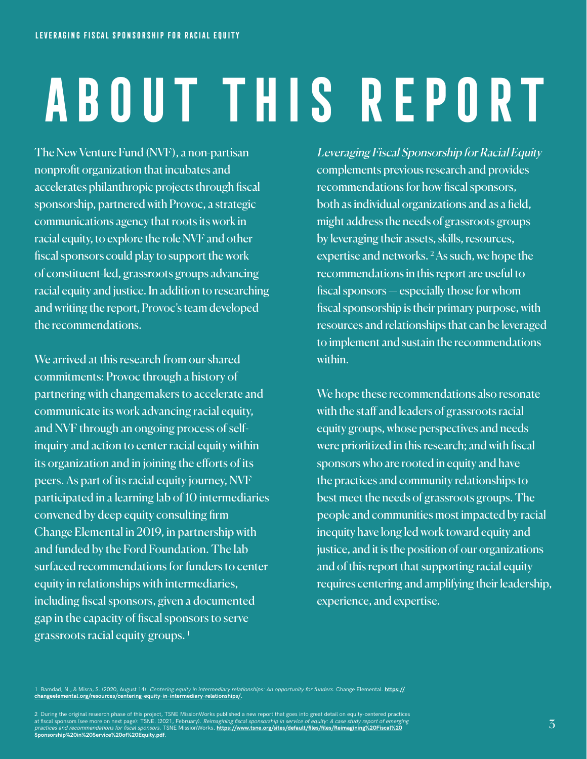# ABOUT THIS REPORT

The New Venture Fund (NVF), a non-partisan nonprofit organization that incubates and accelerates philanthropic projects through fiscal sponsorship, partnered with Provoc, a strategic communications agency that roots its work in racial equity, to explore the role NVF and other fiscal sponsors could play to support the work of constituent-led, grassroots groups advancing racial equity and justice. In addition to researching and writing the report, Provoc's team developed the recommendations.

We arrived at this research from our shared commitments: Provoc through a history of partnering with changemakers to accelerate and communicate its work advancing racial equity, and NVF through an ongoing process of self-inquiry and action to center racial equity within its organization and in joining the efforts of its peers. As part of its racial equity journey, NVF participated in a learning lab of 10 intermediaries convened by deep equity consulting firm Change Elemental in 2019, in partnership with and funded by the Ford Foundation. The lab surfaced recommendations for funders to center equity in relationships with intermediaries, including fiscal sponsors, given a documented gap in the capacity of fiscal sponsors to serve grassroots racial equity groups. [1]

*Leveraging Fiscal Sponsorship for Racial Equity* complements previous research and provides recommendations for how fiscal sponsors, both as individual organizations and as a field, might address the needs of grassroots groups by leveraging their assets, skills, resources, expertise and networks. [2] As such, we hope the recommendations in this report are useful to fiscal sponsors — especially those for whom fiscal sponsorship is their primary purpose, with resources and relationships that can be leveraged to implement and sustain the recommendations within.

We hope these recommendations also resonate with the staff and leaders of grassroots racial equity groups, whose perspectives and needs were prioritized in this research; and with fiscal sponsors who are rooted in equity and have the practices and community relationships to best meet the needs of grassroots groups. The people and communities most impacted by racial inequity have long led work toward equity and justice, and it is the position of our organizations and of this report that supporting racial equity requires centering and amplifying their leadership, experience, and expertise.

---

1 Bamdad, N., & Misra, S. (2020, August 14). *Centering equity in intermediary relationships: An opportunity for funders.* Change Elemental. **https://changeelemental.org/resources/centering-equity-in-intermediary-relationships/**.

2 During the original research phase of this project, TSNE MissionWorks published a new report that goes into great detail on equity-centered practices at fiscal sponsors (see more on next page): TSNE. (2021, February). *Reimagining fiscal sponsorship in service of equity: A case study report of emerging practices and recommendations for fiscal sponsors.* TSNE MissionWorks. **https://www.tsne.org/sites/default/files/files/Reimagining%20Fiscal%20Sponsorship%20in%20Service%20of%20Equity.pdf**.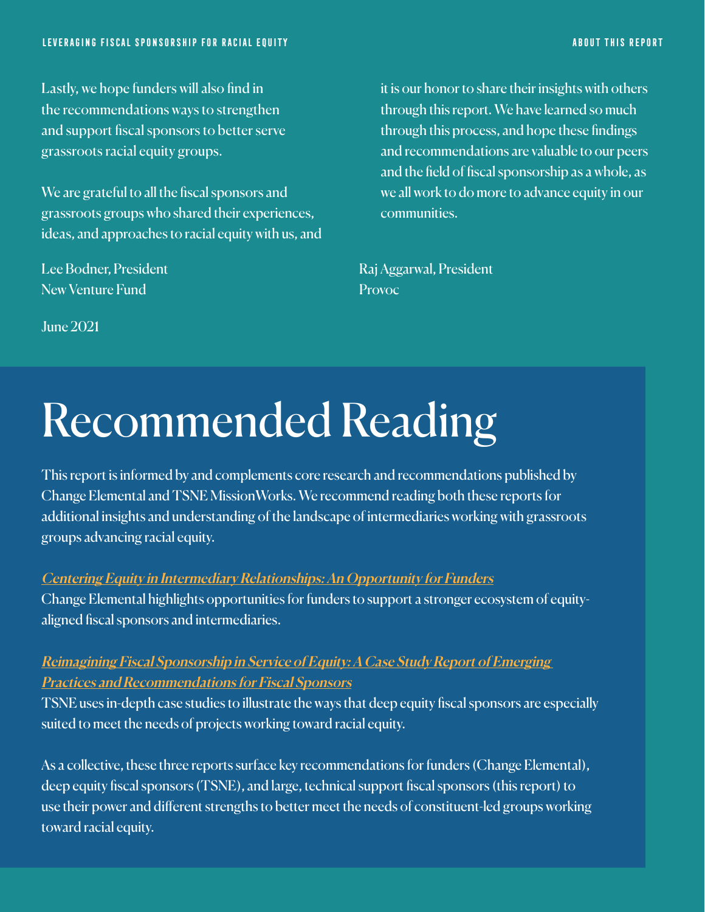Lastly, we hope funders will also find in the recommendations ways to strengthen and support fiscal sponsors to better serve grassroots racial equity groups.

We are grateful to all the fiscal sponsors and grassroots groups who shared their experiences, ideas, and approaches to racial equity with us, and it is our honor to share their insights with others through this report. We have learned so much through this process, and hope these findings and recommendations are valuable to our peers and the field of fiscal sponsorship as a whole, as we all work to do more to advance equity in our communities.

Lee Bodner, President
New Venture Fund

Raj Aggarwal, President
Provoc

June 2021

# Recommended Reading

This report is informed by and complements core research and recommendations published by Change Elemental and TSNE MissionWorks. We recommend reading both these reports for additional insights and understanding of the landscape of intermediaries working with grassroots groups advancing racial equity.

***Centering Equity in Intermediary Relationships: An Opportunity for Funders***
Change Elemental highlights opportunities for funders to support a stronger ecosystem of equity-aligned fiscal sponsors and intermediaries.

***Reimagining Fiscal Sponsorship in Service of Equity: A Case Study Report of Emerging Practices and Recommendations for Fiscal Sponsors***
TSNE uses in-depth case studies to illustrate the ways that deep equity fiscal sponsors are especially suited to meet the needs of projects working toward racial equity.

As a collective, these three reports surface key recommendations for funders (Change Elemental), deep equity fiscal sponsors (TSNE), and large, technical support fiscal sponsors (this report) to use their power and different strengths to better meet the needs of constituent-led groups working toward racial equity.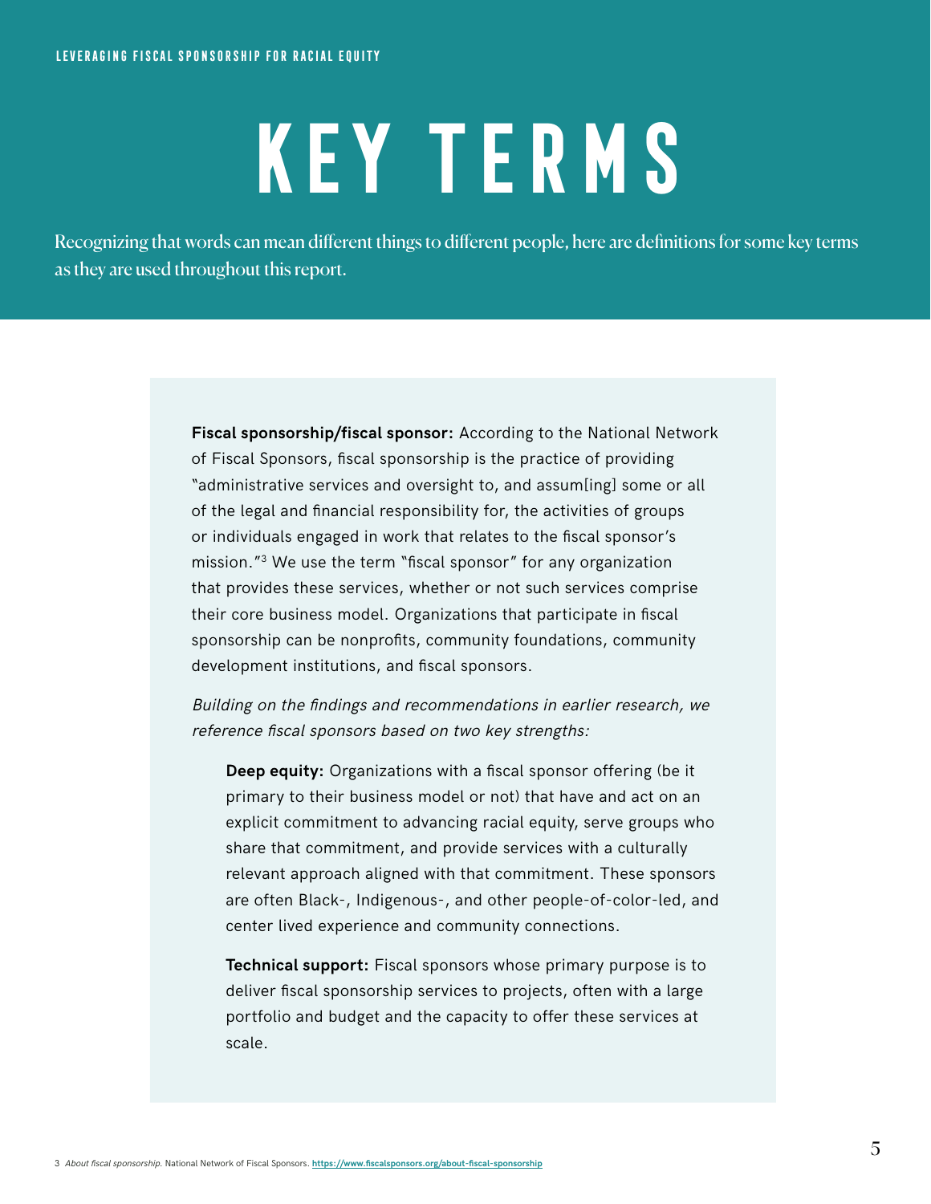# KEY TERMS

Recognizing that words can mean different things to different people, here are definitions for some key terms as they are used throughout this report.

**Fiscal sponsorship/fiscal sponsor:** According to the National Network of Fiscal Sponsors, fiscal sponsorship is the practice of providing "administrative services and oversight to, and assum[ing] some or all of the legal and financial responsibility for, the activities of groups or individuals engaged in work that relates to the fiscal sponsor's mission."[3] We use the term "fiscal sponsor" for any organization that provides these services, whether or not such services comprise their core business model. Organizations that participate in fiscal sponsorship can be nonprofits, community foundations, community development institutions, and fiscal sponsors.

*Building on the findings and recommendations in earlier research, we reference fiscal sponsors based on two key strengths:*

**Deep equity:** Organizations with a fiscal sponsor offering (be it primary to their business model or not) that have and act on an explicit commitment to advancing racial equity, serve groups who share that commitment, and provide services with a culturally relevant approach aligned with that commitment. These sponsors are often Black-, Indigenous-, and other people-of-color-led, and center lived experience and community connections.

**Technical support:** Fiscal sponsors whose primary purpose is to deliver fiscal sponsorship services to projects, often with a large portfolio and budget and the capacity to offer these services at scale.

3 *About fiscal sponsorship.* National Network of Fiscal Sponsors. https://www.fiscalsponsors.org/about-fiscal-sponsorship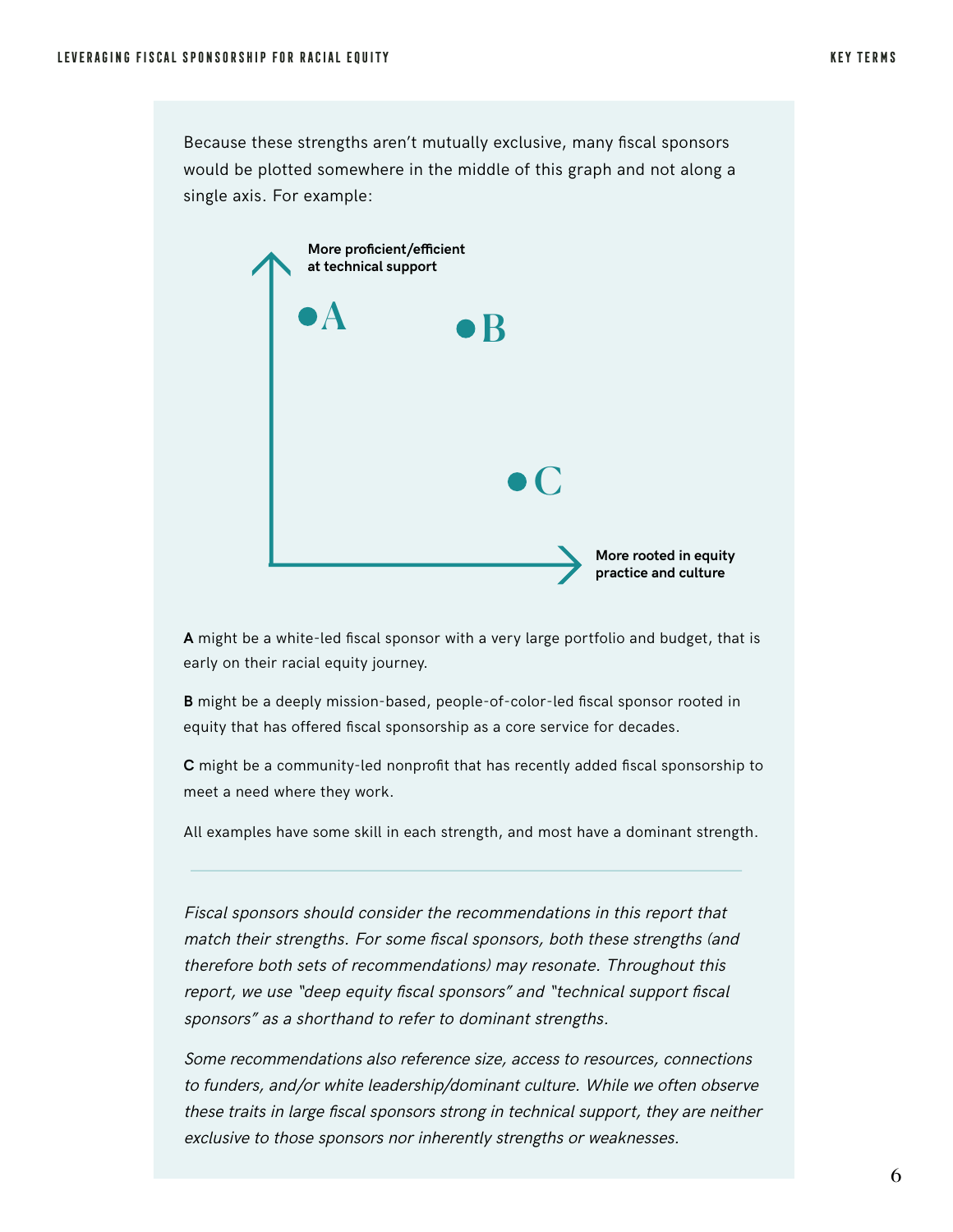Because these strengths aren't mutually exclusive, many fiscal sponsors would be plotted somewhere in the middle of this graph and not along a single axis. For example:

More proficient/efficient at technical support

More rooted in equity practice and culture

**A** might be a white-led fiscal sponsor with a very large portfolio and budget, that is early on their racial equity journey.

**B** might be a deeply mission-based, people-of-color-led fiscal sponsor rooted in equity that has offered fiscal sponsorship as a core service for decades.

**C** might be a community-led nonprofit that has recently added fiscal sponsorship to meet a need where they work.

All examples have some skill in each strength, and most have a dominant strength.

---

*Fiscal sponsors should consider the recommendations in this report that match their strengths. For some fiscal sponsors, both these strengths (and therefore both sets of recommendations) may resonate. Throughout this report, we use "deep equity fiscal sponsors" and "technical support fiscal sponsors" as a shorthand to refer to dominant strengths.*

*Some recommendations also reference size, access to resources, connections to funders, and/or white leadership/dominant culture. While we often observe these traits in large fiscal sponsors strong in technical support, they are neither exclusive to those sponsors nor inherently strengths or weaknesses.*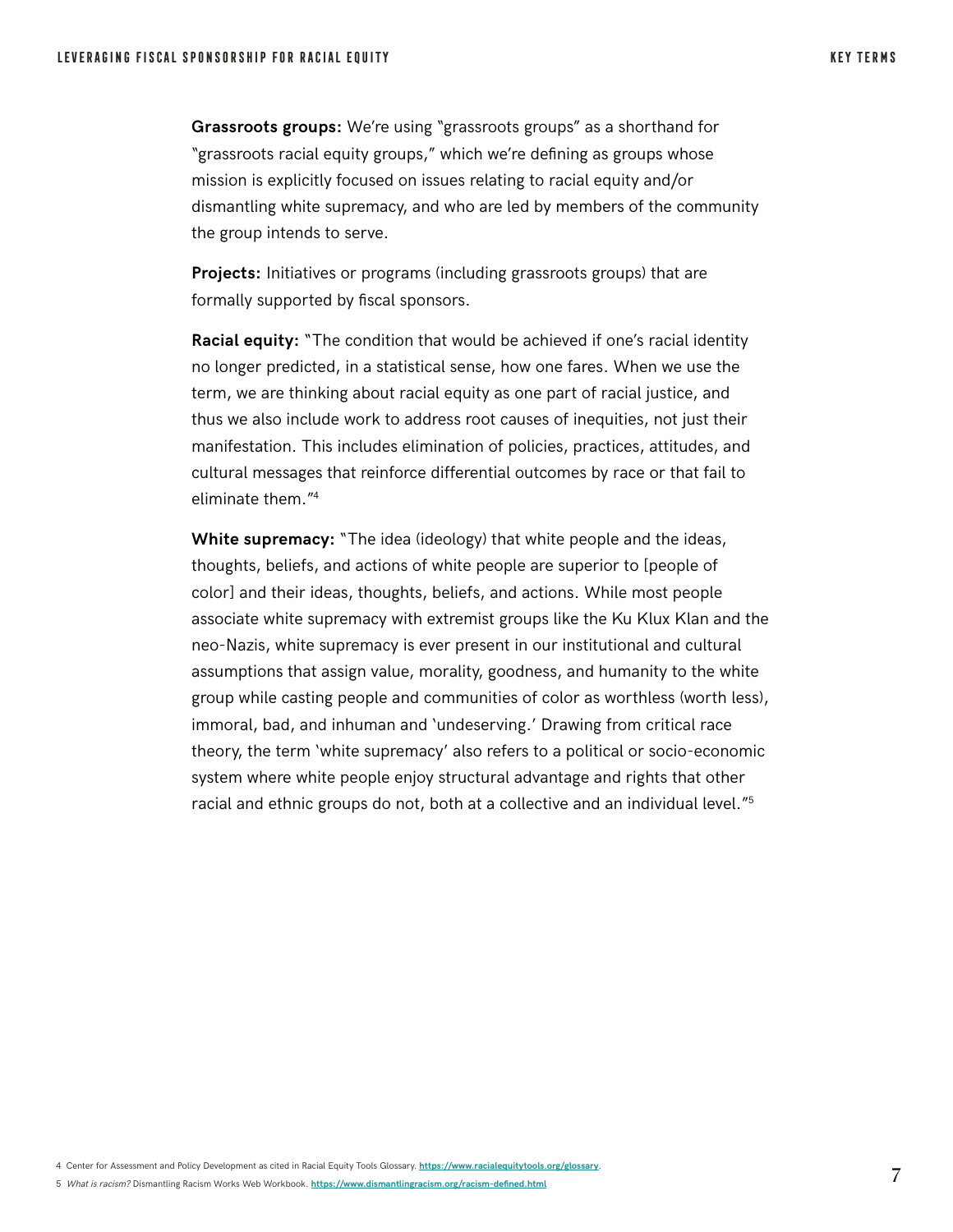**Grassroots groups:** We're using "grassroots groups" as a shorthand for "grassroots racial equity groups," which we're defining as groups whose mission is explicitly focused on issues relating to racial equity and/or dismantling white supremacy, and who are led by members of the community the group intends to serve.

**Projects:** Initiatives or programs (including grassroots groups) that are formally supported by fiscal sponsors.

**Racial equity:** "The condition that would be achieved if one's racial identity no longer predicted, in a statistical sense, how one fares. When we use the term, we are thinking about racial equity as one part of racial justice, and thus we also include work to address root causes of inequities, not just their manifestation. This includes elimination of policies, practices, attitudes, and cultural messages that reinforce differential outcomes by race or that fail to eliminate them."[4]

**White supremacy:** "The idea (ideology) that white people and the ideas, thoughts, beliefs, and actions of white people are superior to [people of color] and their ideas, thoughts, beliefs, and actions. While most people associate white supremacy with extremist groups like the Ku Klux Klan and the neo-Nazis, white supremacy is ever present in our institutional and cultural assumptions that assign value, morality, goodness, and humanity to the white group while casting people and communities of color as worthless (worth less), immoral, bad, and inhuman and 'undeserving.' Drawing from critical race theory, the term 'white supremacy' also refers to a political or socio-economic system where white people enjoy structural advantage and rights that other racial and ethnic groups do not, both at a collective and an individual level."[5]

---

4 Center for Assessment and Policy Development as cited in Racial Equity Tools Glossary. **https://www.racialequitytools.org/glossary**.

5 *What is racism?* Dismantling Racism Works Web Workbook. **https://www.dismantlingracism.org/racism-defined.html**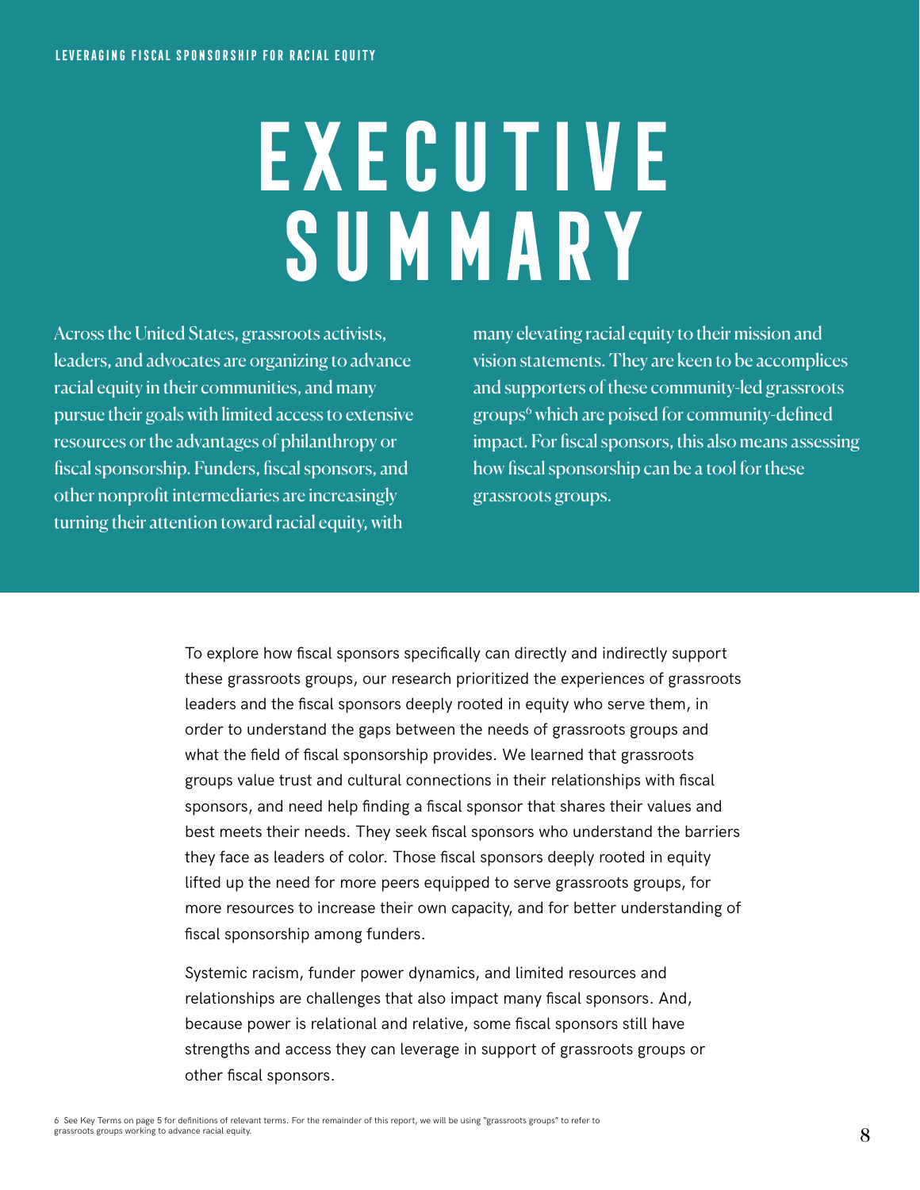# EXECUTIVE SUMMARY

Across the United States, grassroots activists, leaders, and advocates are organizing to advance racial equity in their communities, and many pursue their goals with limited access to extensive resources or the advantages of philanthropy or fiscal sponsorship. Funders, fiscal sponsors, and other nonprofit intermediaries are increasingly turning their attention toward racial equity, with many elevating racial equity to their mission and vision statements. They are keen to be accomplices and supporters of these community-led grassroots groups[6] which are poised for community-defined impact. For fiscal sponsors, this also means assessing how fiscal sponsorship can be a tool for these grassroots groups.

To explore how fiscal sponsors specifically can directly and indirectly support these grassroots groups, our research prioritized the experiences of grassroots leaders and the fiscal sponsors deeply rooted in equity who serve them, in order to understand the gaps between the needs of grassroots groups and what the field of fiscal sponsorship provides. We learned that grassroots groups value trust and cultural connections in their relationships with fiscal sponsors, and need help finding a fiscal sponsor that shares their values and best meets their needs. They seek fiscal sponsors who understand the barriers they face as leaders of color. Those fiscal sponsors deeply rooted in equity lifted up the need for more peers equipped to serve grassroots groups, for more resources to increase their own capacity, and for better understanding of fiscal sponsorship among funders.

Systemic racism, funder power dynamics, and limited resources and relationships are challenges that also impact many fiscal sponsors. And, because power is relational and relative, some fiscal sponsors still have strengths and access they can leverage in support of grassroots groups or other fiscal sponsors.

6 See Key Terms on page 5 for definitions of relevant terms. For the remainder of this report, we will be using "grassroots groups" to refer to grassroots groups working to advance racial equity.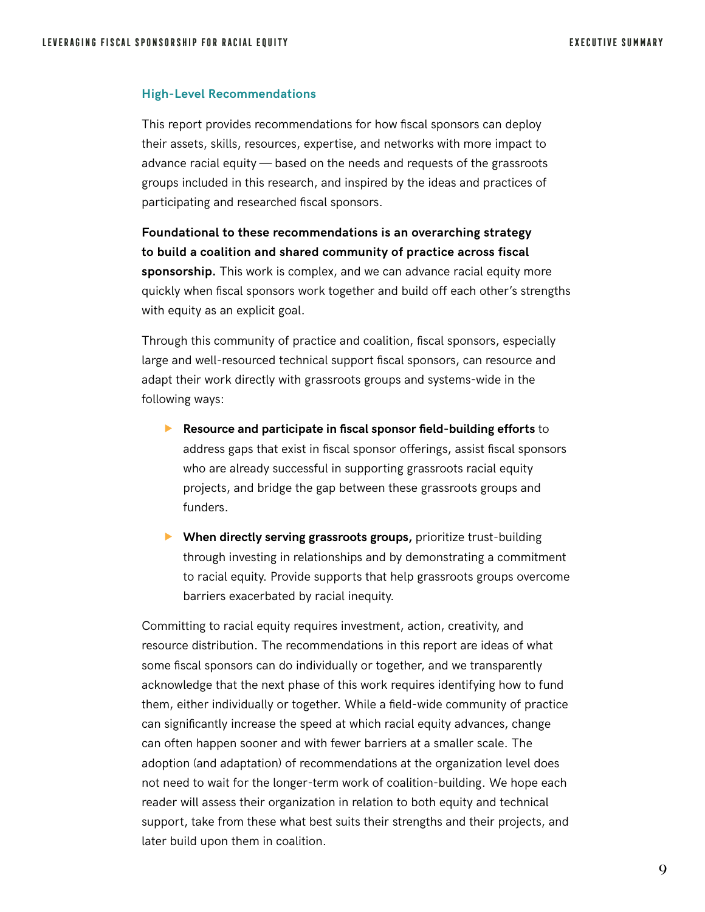### High-Level Recommendations

This report provides recommendations for how fiscal sponsors can deploy their assets, skills, resources, expertise, and networks with more impact to advance racial equity — based on the needs and requests of the grassroots groups included in this research, and inspired by the ideas and practices of participating and researched fiscal sponsors.

**Foundational to these recommendations is an overarching strategy to build a coalition and shared community of practice across fiscal sponsorship.** This work is complex, and we can advance racial equity more quickly when fiscal sponsors work together and build off each other's strengths with equity as an explicit goal.

Through this community of practice and coalition, fiscal sponsors, especially large and well-resourced technical support fiscal sponsors, can resource and adapt their work directly with grassroots groups and systems-wide in the following ways:

- **Resource and participate in fiscal sponsor field-building efforts** to address gaps that exist in fiscal sponsor offerings, assist fiscal sponsors who are already successful in supporting grassroots racial equity projects, and bridge the gap between these grassroots groups and funders.
- **When directly serving grassroots groups,** prioritize trust-building through investing in relationships and by demonstrating a commitment to racial equity. Provide supports that help grassroots groups overcome barriers exacerbated by racial inequity.

Committing to racial equity requires investment, action, creativity, and resource distribution. The recommendations in this report are ideas of what some fiscal sponsors can do individually or together, and we transparently acknowledge that the next phase of this work requires identifying how to fund them, either individually or together. While a field-wide community of practice can significantly increase the speed at which racial equity advances, change can often happen sooner and with fewer barriers at a smaller scale. The adoption (and adaptation) of recommendations at the organization level does not need to wait for the longer-term work of coalition-building. We hope each reader will assess their organization in relation to both equity and technical support, take from these what best suits their strengths and their projects, and later build upon them in coalition.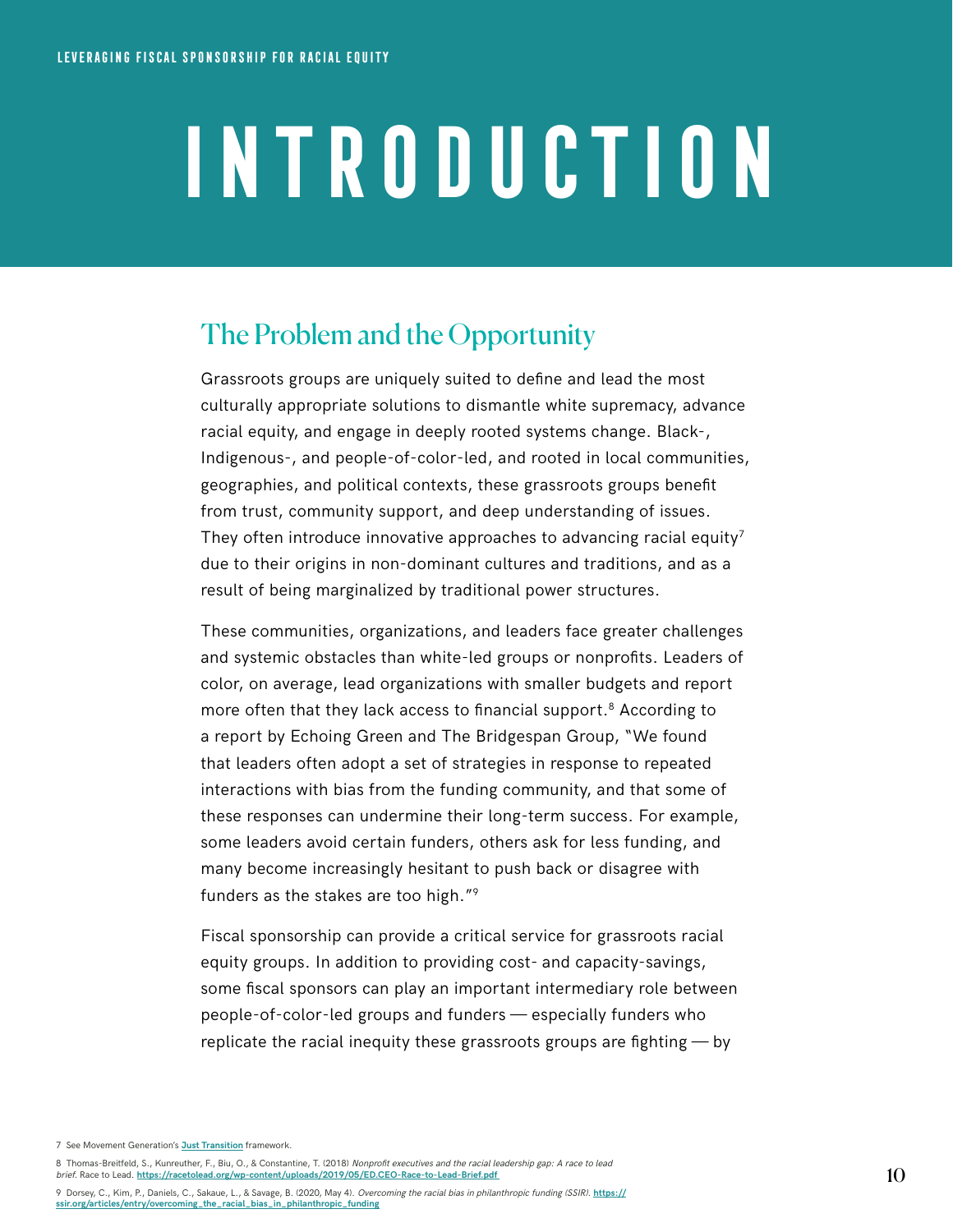# INTRODUCTION

## The Problem and the Opportunity

Grassroots groups are uniquely suited to define and lead the most culturally appropriate solutions to dismantle white supremacy, advance racial equity, and engage in deeply rooted systems change. Black-, Indigenous-, and people-of-color-led, and rooted in local communities, geographies, and political contexts, these grassroots groups benefit from trust, community support, and deep understanding of issues. They often introduce innovative approaches to advancing racial equity[7] due to their origins in non-dominant cultures and traditions, and as a result of being marginalized by traditional power structures.

These communities, organizations, and leaders face greater challenges and systemic obstacles than white-led groups or nonprofits. Leaders of color, on average, lead organizations with smaller budgets and report more often that they lack access to financial support.[8] According to a report by Echoing Green and The Bridgespan Group, "We found that leaders often adopt a set of strategies in response to repeated interactions with bias from the funding community, and that some of these responses can undermine their long-term success. For example, some leaders avoid certain funders, others ask for less funding, and many become increasingly hesitant to push back or disagree with funders as the stakes are too high."[9]

Fiscal sponsorship can provide a critical service for grassroots racial equity groups. In addition to providing cost- and capacity-savings, some fiscal sponsors can play an important intermediary role between people-of-color-led groups and funders — especially funders who replicate the racial inequity these grassroots groups are fighting — by

7 See Movement Generation's **Just Transition** framework.

8 Thomas-Breitfeld, S., Kunreuther, F., Biu, O., & Constantine, T. (2018) *Nonprofit executives and the racial leadership gap: A race to lead brief*. Race to Lead. https://racetolead.org/wp-content/uploads/2019/05/ED.CEO-Race-to-Lead-Brief.pdf

9 Dorsey, C., Kim, P., Daniels, C., Sakaue, L., & Savage, B. (2020, May 4). *Overcoming the racial bias in philanthropic funding (SSIR)*. https://ssir.org/articles/entry/overcoming_the_racial_bias_in_philanthropic_funding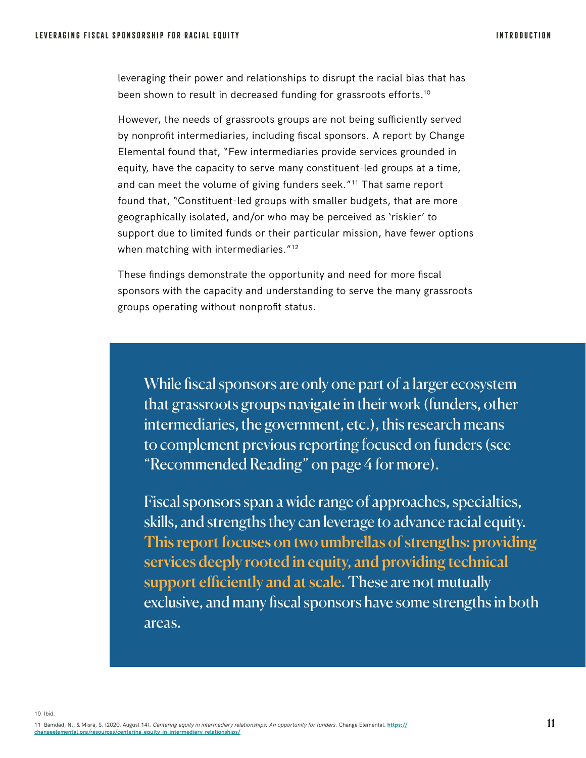leveraging their power and relationships to disrupt the racial bias that has been shown to result in decreased funding for grassroots efforts.[10]

However, the needs of grassroots groups are not being sufficiently served by nonprofit intermediaries, including fiscal sponsors. A report by Change Elemental found that, "Few intermediaries provide services grounded in equity, have the capacity to serve many constituent-led groups at a time, and can meet the volume of giving funders seek."[11] That same report found that, "Constituent-led groups with smaller budgets, that are more geographically isolated, and/or who may be perceived as 'riskier' to support due to limited funds or their particular mission, have fewer options when matching with intermediaries."[12]

These findings demonstrate the opportunity and need for more fiscal sponsors with the capacity and understanding to serve the many grassroots groups operating without nonprofit status.

> While fiscal sponsors are only one part of a larger ecosystem that grassroots groups navigate in their work (funders, other intermediaries, the government, etc.), this research means to complement previous reporting focused on funders (see "Recommended Reading" on page 4 for more).
>
> Fiscal sponsors span a wide range of approaches, specialties, skills, and strengths they can leverage to advance racial equity. **This report focuses on two umbrellas of strengths: providing services deeply rooted in equity, and providing technical support efficiently and at scale.** These are not mutually exclusive, and many fiscal sponsors have some strengths in both areas.

10 Ibid.

11 Bamdad, N., & Misra, S. (2020, August 14). *Centering equity in intermediary relationships: An opportunity for funders.* Change Elemental. https://changeelemental.org/resources/centering-equity-in-intermediary-relationships/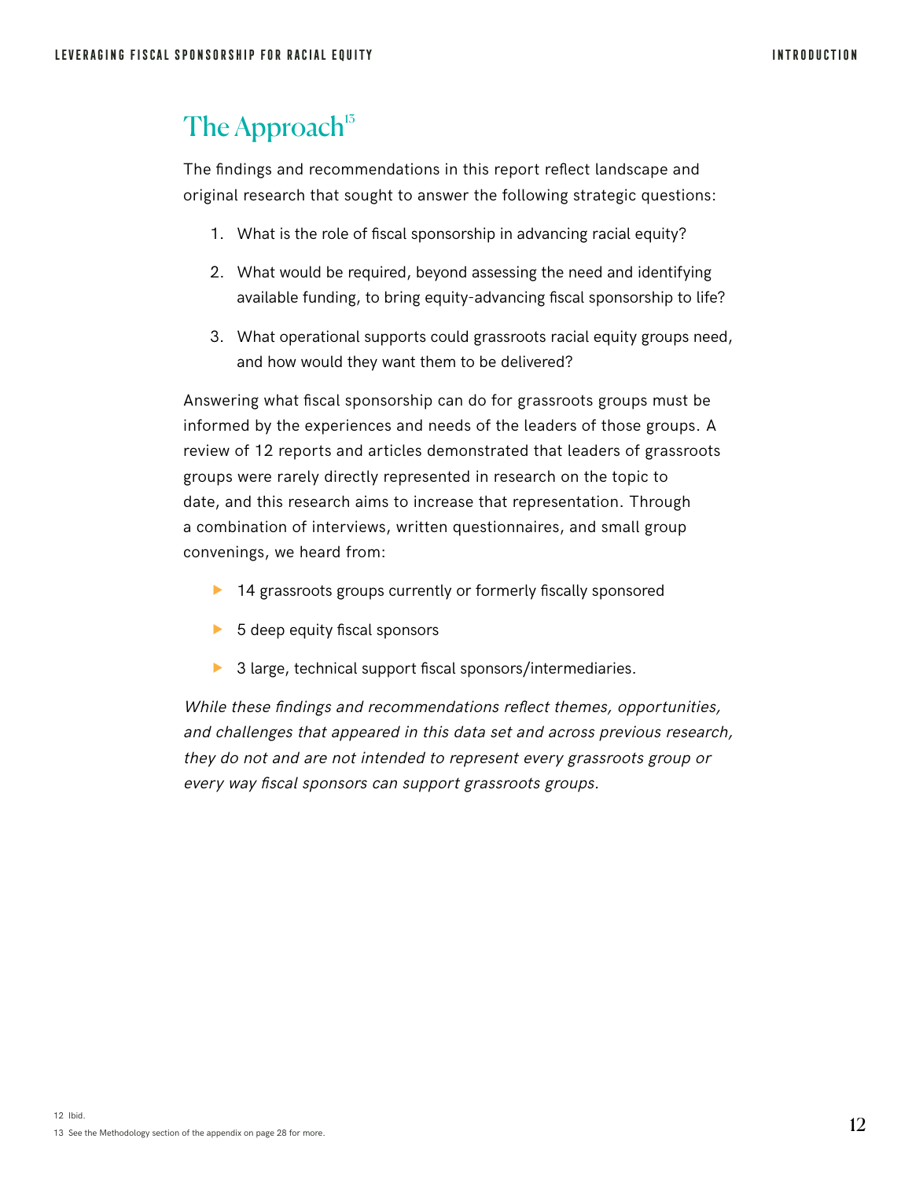## The Approach[13]

The findings and recommendations in this report reflect landscape and original research that sought to answer the following strategic questions:

1. What is the role of fiscal sponsorship in advancing racial equity?
2. What would be required, beyond assessing the need and identifying available funding, to bring equity-advancing fiscal sponsorship to life?
3. What operational supports could grassroots racial equity groups need, and how would they want them to be delivered?

Answering what fiscal sponsorship can do for grassroots groups must be informed by the experiences and needs of the leaders of those groups. A review of 12 reports and articles demonstrated that leaders of grassroots groups were rarely directly represented in research on the topic to date, and this research aims to increase that representation. Through a combination of interviews, written questionnaires, and small group convenings, we heard from:

- 14 grassroots groups currently or formerly fiscally sponsored
- 5 deep equity fiscal sponsors
- 3 large, technical support fiscal sponsors/intermediaries.

*While these findings and recommendations reflect themes, opportunities, and challenges that appeared in this data set and across previous research, they do not and are not intended to represent every grassroots group or every way fiscal sponsors can support grassroots groups.*

12 Ibid.

13 See the Methodology section of the appendix on page 28 for more.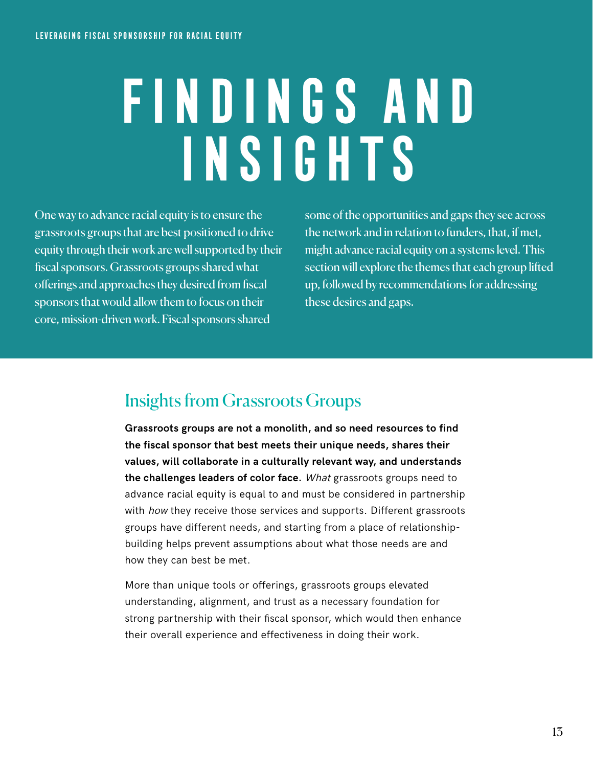# FINDINGS AND INSIGHTS

One way to advance racial equity is to ensure the grassroots groups that are best positioned to drive equity through their work are well supported by their fiscal sponsors. Grassroots groups shared what offerings and approaches they desired from fiscal sponsors that would allow them to focus on their core, mission-driven work. Fiscal sponsors shared some of the opportunities and gaps they see across the network and in relation to funders, that, if met, might advance racial equity on a systems level. This section will explore the themes that each group lifted up, followed by recommendations for addressing these desires and gaps.

## Insights from Grassroots Groups

**Grassroots groups are not a monolith, and so need resources to find the fiscal sponsor that best meets their unique needs, shares their values, will collaborate in a culturally relevant way, and understands the challenges leaders of color face.** *What* grassroots groups need to advance racial equity is equal to and must be considered in partnership with *how* they receive those services and supports. Different grassroots groups have different needs, and starting from a place of relationship-building helps prevent assumptions about what those needs are and how they can best be met.

More than unique tools or offerings, grassroots groups elevated understanding, alignment, and trust as a necessary foundation for strong partnership with their fiscal sponsor, which would then enhance their overall experience and effectiveness in doing their work.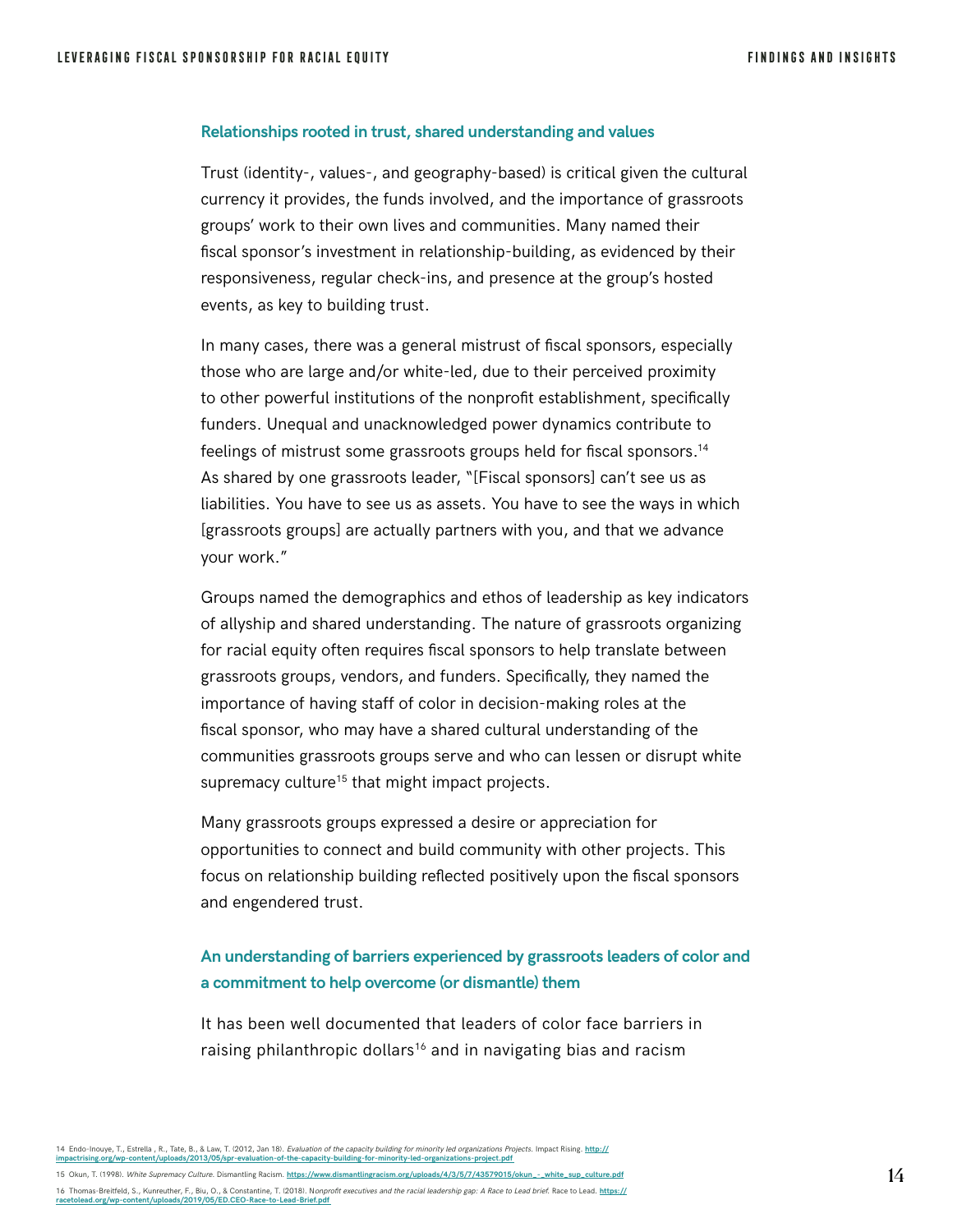### Relationships rooted in trust, shared understanding and values

Trust (identity-, values-, and geography-based) is critical given the cultural currency it provides, the funds involved, and the importance of grassroots groups' work to their own lives and communities. Many named their fiscal sponsor's investment in relationship-building, as evidenced by their responsiveness, regular check-ins, and presence at the group's hosted events, as key to building trust.

In many cases, there was a general mistrust of fiscal sponsors, especially those who are large and/or white-led, due to their perceived proximity to other powerful institutions of the nonprofit establishment, specifically funders. Unequal and unacknowledged power dynamics contribute to feelings of mistrust some grassroots groups held for fiscal sponsors.[14] As shared by one grassroots leader, "[Fiscal sponsors] can't see us as liabilities. You have to see us as assets. You have to see the ways in which [grassroots groups] are actually partners with you, and that we advance your work."

Groups named the demographics and ethos of leadership as key indicators of allyship and shared understanding. The nature of grassroots organizing for racial equity often requires fiscal sponsors to help translate between grassroots groups, vendors, and funders. Specifically, they named the importance of having staff of color in decision-making roles at the fiscal sponsor, who may have a shared cultural understanding of the communities grassroots groups serve and who can lessen or disrupt white supremacy culture[15] that might impact projects.

Many grassroots groups expressed a desire or appreciation for opportunities to connect and build community with other projects. This focus on relationship building reflected positively upon the fiscal sponsors and engendered trust.

### An understanding of barriers experienced by grassroots leaders of color and a commitment to help overcome (or dismantle) them

It has been well documented that leaders of color face barriers in raising philanthropic dollars[16] and in navigating bias and racism

---

14 Endo-Inouye, T., Estrella , R., Tate, B., & Law, T. (2012, Jan 18). *Evaluation of the capacity building for minority led organizations Projects.* Impact Rising. http://impactrising.org/wp-content/uploads/2013/05/spr-evaluation-of-the-capacity-building-for-minority-led-organizations-project.pdf

15 Okun, T. (1998). *White Supremacy Culture.* Dismantling Racism. https://www.dismantlingracism.org/uploads/4/3/5/7/43579015/okun_-_white_sup_culture.pdf

16 Thomas-Breitfeld, S., Kunreuther, F., Biu, O., & Constantine, T. (2018). *Nonprofit executives and the racial leadership gap: A Race to Lead brief.* Race to Lead. https://racetolead.org/wp-content/uploads/2019/05/ED.CEO-Race-to-Lead-Brief.pdf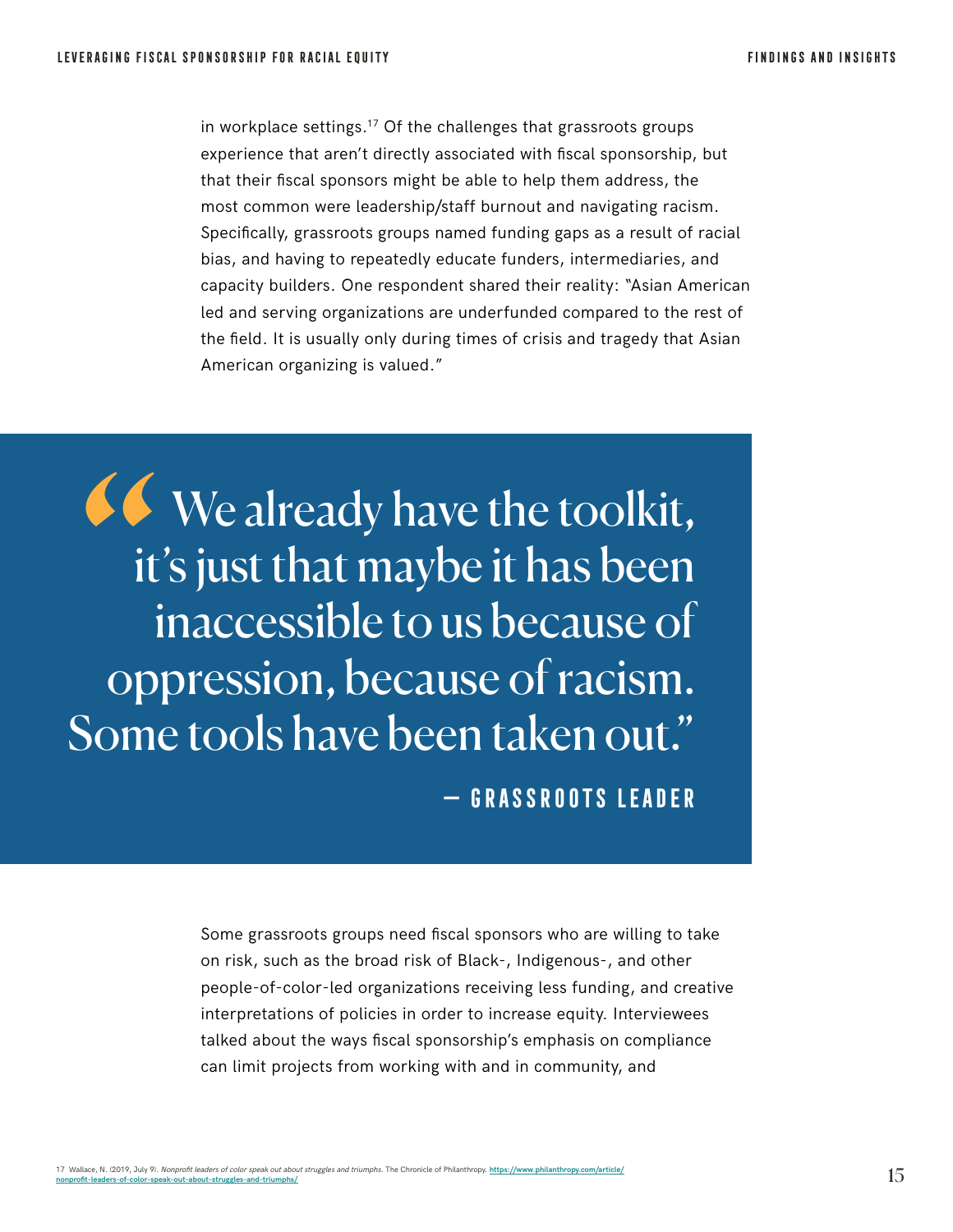in workplace settings.[17] Of the challenges that grassroots groups experience that aren't directly associated with fiscal sponsorship, but that their fiscal sponsors might be able to help them address, the most common were leadership/staff burnout and navigating racism. Specifically, grassroots groups named funding gaps as a result of racial bias, and having to repeatedly educate funders, intermediaries, and capacity builders. One respondent shared their reality: "Asian American led and serving organizations are underfunded compared to the rest of the field. It is usually only during times of crisis and tragedy that Asian American organizing is valued."

> "We already have the toolkit, it's just that maybe it has been inaccessible to us because of oppression, because of racism. Some tools have been taken out."
>
> — GRASSROOTS LEADER

Some grassroots groups need fiscal sponsors who are willing to take on risk, such as the broad risk of Black-, Indigenous-, and other people-of-color-led organizations receiving less funding, and creative interpretations of policies in order to increase equity. Interviewees talked about the ways fiscal sponsorship's emphasis on compliance can limit projects from working with and in community, and

17 Wallace, N. (2019, July 9). *Nonprofit leaders of color speak out about struggles and triumphs*. The Chronicle of Philanthropy. https://www.philanthropy.com/article/nonprofit-leaders-of-color-speak-out-about-struggles-and-triumphs/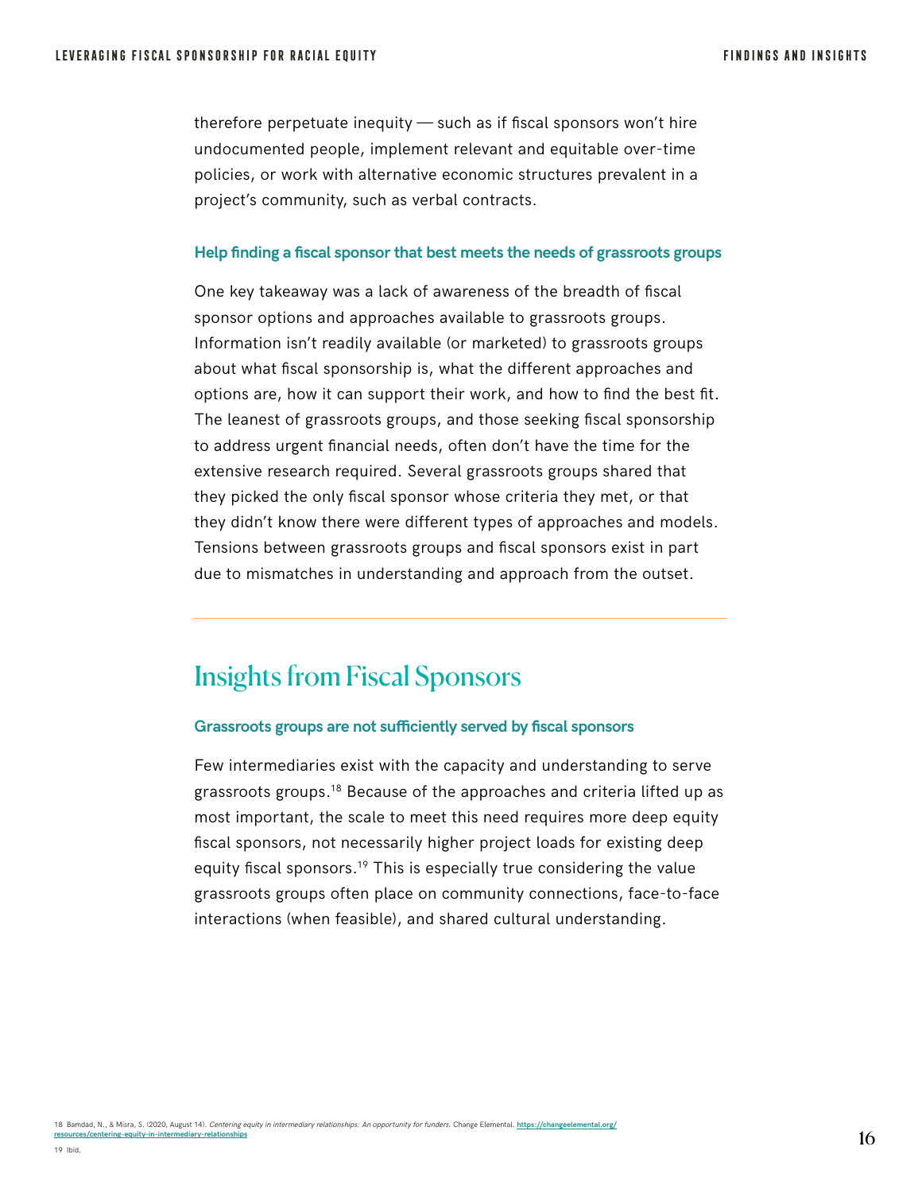therefore perpetuate inequity — such as if fiscal sponsors won't hire undocumented people, implement relevant and equitable over-time policies, or work with alternative economic structures prevalent in a project's community, such as verbal contracts.

### Help finding a fiscal sponsor that best meets the needs of grassroots groups

One key takeaway was a lack of awareness of the breadth of fiscal sponsor options and approaches available to grassroots groups. Information isn't readily available (or marketed) to grassroots groups about what fiscal sponsorship is, what the different approaches and options are, how it can support their work, and how to find the best fit. The leanest of grassroots groups, and those seeking fiscal sponsorship to address urgent financial needs, often don't have the time for the extensive research required. Several grassroots groups shared that they picked the only fiscal sponsor whose criteria they met, or that they didn't know there were different types of approaches and models. Tensions between grassroots groups and fiscal sponsors exist in part due to mismatches in understanding and approach from the outset.

---

## Insights from Fiscal Sponsors

### Grassroots groups are not sufficiently served by fiscal sponsors

Few intermediaries exist with the capacity and understanding to serve grassroots groups.[18] Because of the approaches and criteria lifted up as most important, the scale to meet this need requires more deep equity fiscal sponsors, not necessarily higher project loads for existing deep equity fiscal sponsors.[19] This is especially true considering the value grassroots groups often place on community connections, face-to-face interactions (when feasible), and shared cultural understanding.

18 Bamdad, N., & Misra, S. (2020, August 14). *Centering equity in intermediary relationships: An opportunity for funders.* Change Elemental. https://changeelemental.org/resources/centering-equity-in-intermediary-relationships

19 Ibid.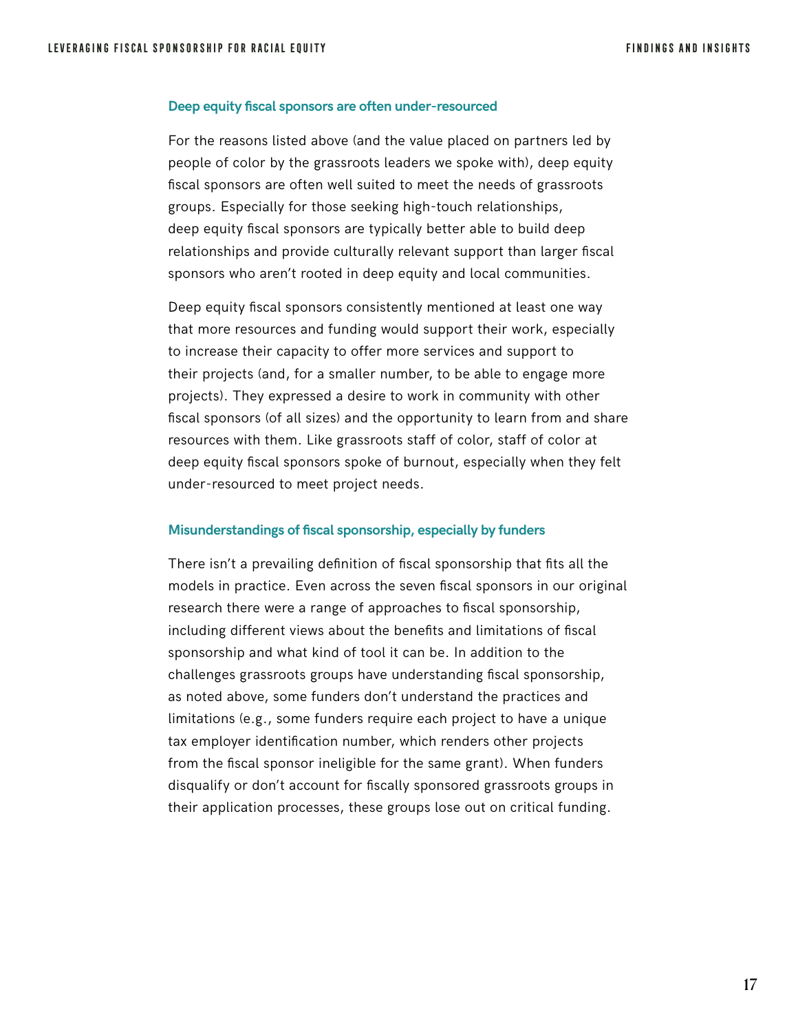### Deep equity fiscal sponsors are often under-resourced

For the reasons listed above (and the value placed on partners led by people of color by the grassroots leaders we spoke with), deep equity fiscal sponsors are often well suited to meet the needs of grassroots groups. Especially for those seeking high-touch relationships, deep equity fiscal sponsors are typically better able to build deep relationships and provide culturally relevant support than larger fiscal sponsors who aren't rooted in deep equity and local communities.

Deep equity fiscal sponsors consistently mentioned at least one way that more resources and funding would support their work, especially to increase their capacity to offer more services and support to their projects (and, for a smaller number, to be able to engage more projects). They expressed a desire to work in community with other fiscal sponsors (of all sizes) and the opportunity to learn from and share resources with them. Like grassroots staff of color, staff of color at deep equity fiscal sponsors spoke of burnout, especially when they felt under-resourced to meet project needs.

### Misunderstandings of fiscal sponsorship, especially by funders

There isn't a prevailing definition of fiscal sponsorship that fits all the models in practice. Even across the seven fiscal sponsors in our original research there were a range of approaches to fiscal sponsorship, including different views about the benefits and limitations of fiscal sponsorship and what kind of tool it can be. In addition to the challenges grassroots groups have understanding fiscal sponsorship, as noted above, some funders don't understand the practices and limitations (e.g., some funders require each project to have a unique tax employer identification number, which renders other projects from the fiscal sponsor ineligible for the same grant). When funders disqualify or don't account for fiscally sponsored grassroots groups in their application processes, these groups lose out on critical funding.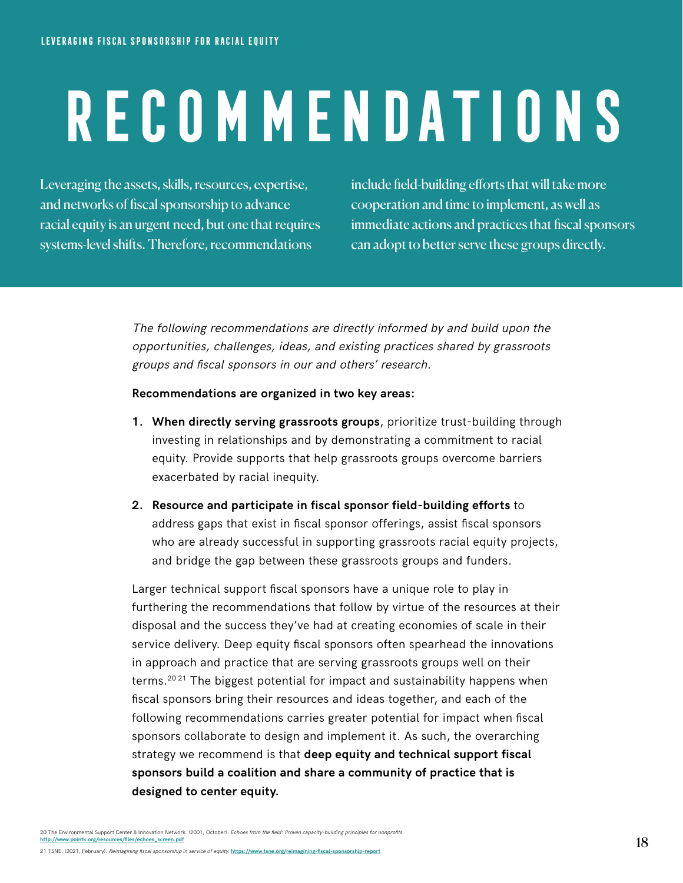# RECOMMENDATIONS

Leveraging the assets, skills, resources, expertise, and networks of fiscal sponsorship to advance racial equity is an urgent need, but one that requires systems-level shifts. Therefore, recommendations include field-building efforts that will take more cooperation and time to implement, as well as immediate actions and practices that fiscal sponsors can adopt to better serve these groups directly.

*The following recommendations are directly informed by and build upon the opportunities, challenges, ideas, and existing practices shared by grassroots groups and fiscal sponsors in our and others' research.*

**Recommendations are organized in two key areas:**

1. **When directly serving grassroots groups**, prioritize trust-building through investing in relationships and by demonstrating a commitment to racial equity. Provide supports that help grassroots groups overcome barriers exacerbated by racial inequity.
2. **Resource and participate in fiscal sponsor field-building efforts** to address gaps that exist in fiscal sponsor offerings, assist fiscal sponsors who are already successful in supporting grassroots racial equity projects, and bridge the gap between these grassroots groups and funders.

Larger technical support fiscal sponsors have a unique role to play in furthering the recommendations that follow by virtue of the resources at their disposal and the success they've had at creating economies of scale in their service delivery. Deep equity fiscal sponsors often spearhead the innovations in approach and practice that are serving grassroots groups well on their terms.[20][21] The biggest potential for impact and sustainability happens when fiscal sponsors bring their resources and ideas together, and each of the following recommendations carries greater potential for impact when fiscal sponsors collaborate to design and implement it. As such, the overarching strategy we recommend is that **deep equity and technical support fiscal sponsors build a coalition and share a community of practice that is designed to center equity.**

20 The Environmental Support Center & Innovation Network. (2001, October). *Echoes from the field: Proven capacity-building principles for nonprofits.* http://www.pointk.org/resources/files/echoes_screen.pdf

21 TSNE. (2021, February). *Reimagining fiscal sponsorship in service of equity.* https://www.tsne.org/reimagining-fiscal-sponsorship-report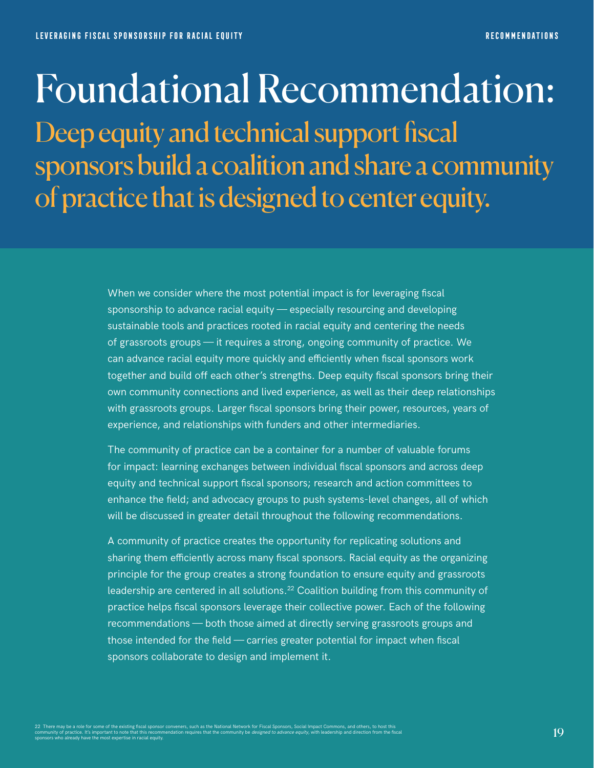# Foundational Recommendation:

## Deep equity and technical support fiscal sponsors build a coalition and share a community of practice that is designed to center equity.

When we consider where the most potential impact is for leveraging fiscal sponsorship to advance racial equity — especially resourcing and developing sustainable tools and practices rooted in racial equity and centering the needs of grassroots groups — it requires a strong, ongoing community of practice. We can advance racial equity more quickly and efficiently when fiscal sponsors work together and build off each other's strengths. Deep equity fiscal sponsors bring their own community connections and lived experience, as well as their deep relationships with grassroots groups. Larger fiscal sponsors bring their power, resources, years of experience, and relationships with funders and other intermediaries.

The community of practice can be a container for a number of valuable forums for impact: learning exchanges between individual fiscal sponsors and across deep equity and technical support fiscal sponsors; research and action committees to enhance the field; and advocacy groups to push systems-level changes, all of which will be discussed in greater detail throughout the following recommendations.

A community of practice creates the opportunity for replicating solutions and sharing them efficiently across many fiscal sponsors. Racial equity as the organizing principle for the group creates a strong foundation to ensure equity and grassroots leadership are centered in all solutions.[22] Coalition building from this community of practice helps fiscal sponsors leverage their collective power. Each of the following recommendations — both those aimed at directly serving grassroots groups and those intended for the field — carries greater potential for impact when fiscal sponsors collaborate to design and implement it.

22 There may be a role for some of the existing fiscal sponsor conveners, such as the National Network for Fiscal Sponsors, Social Impact Commons, and others, to host this community of practice. It's important to note that this recommendation requires that the community be *designed to advance equity*, with leadership and direction from the fiscal sponsors who already have the most expertise in racial equity.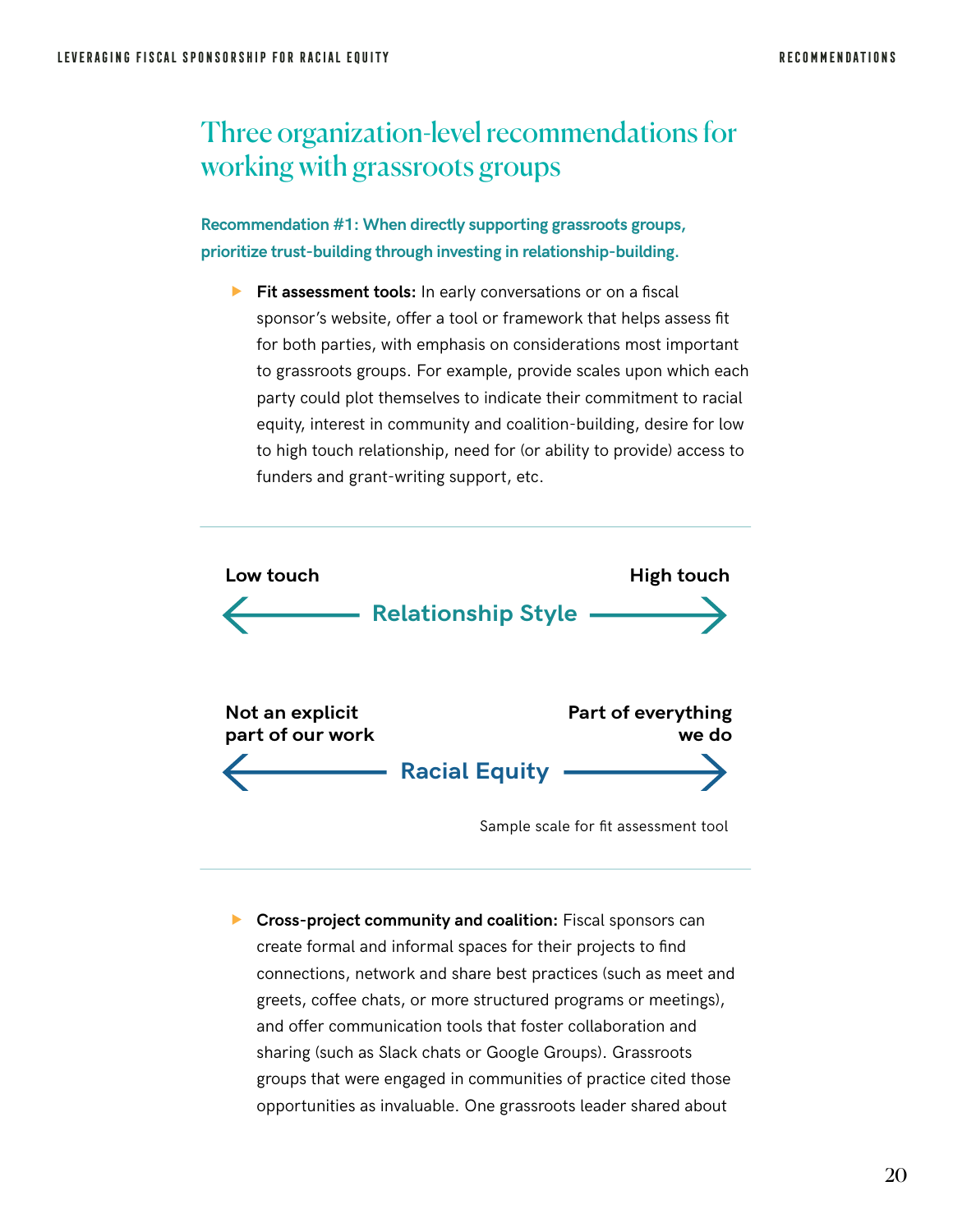## Three organization-level recommendations for working with grassroots groups

**Recommendation #1: When directly supporting grassroots groups, prioritize trust-building through investing in relationship-building.**

- **Fit assessment tools:** In early conversations or on a fiscal sponsor's website, offer a tool or framework that helps assess fit for both parties, with emphasis on considerations most important to grassroots groups. For example, provide scales upon which each party could plot themselves to indicate their commitment to racial equity, interest in community and coalition-building, desire for low to high touch relationship, need for (or ability to provide) access to funders and grant-writing support, etc.

---

**Low touch** ← **Relationship Style** → **High touch**

**Not an explicit part of our work** ← **Racial Equity** → **Part of everything we do**

Sample scale for fit assessment tool

---

- **Cross-project community and coalition:** Fiscal sponsors can create formal and informal spaces for their projects to find connections, network and share best practices (such as meet and greets, coffee chats, or more structured programs or meetings), and offer communication tools that foster collaboration and sharing (such as Slack chats or Google Groups). Grassroots groups that were engaged in communities of practice cited those opportunities as invaluable. One grassroots leader shared about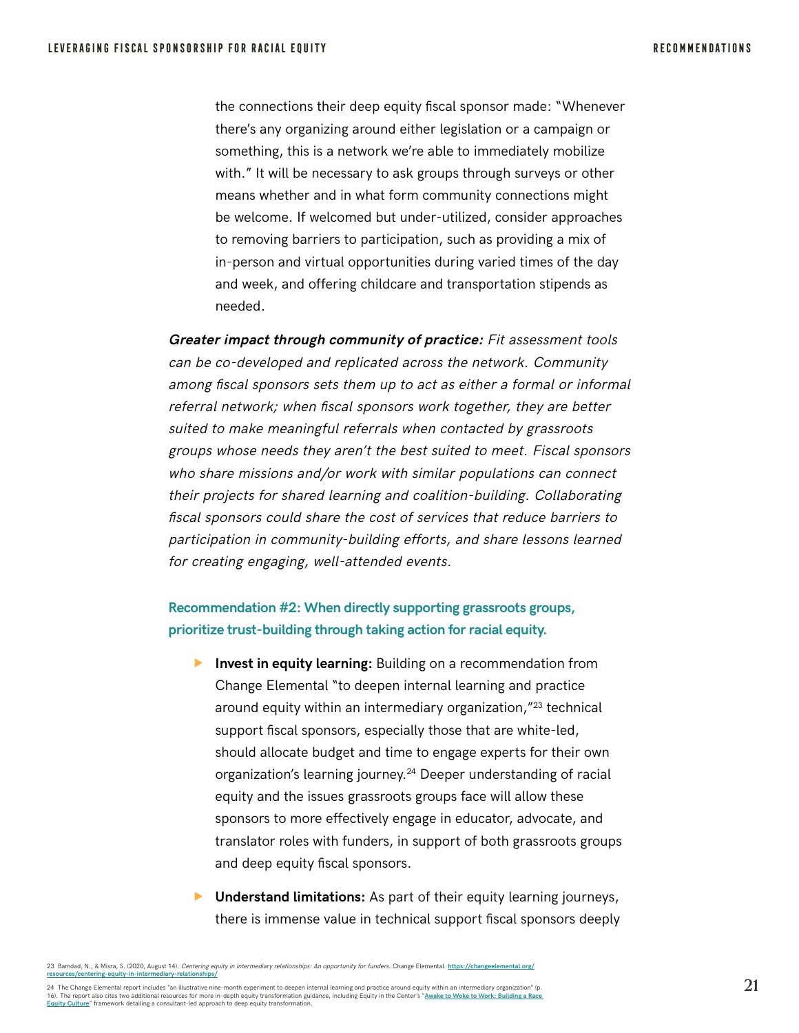the connections their deep equity fiscal sponsor made: "Whenever there's any organizing around either legislation or a campaign or something, this is a network we're able to immediately mobilize with." It will be necessary to ask groups through surveys or other means whether and in what form community connections might be welcome. If welcomed but under-utilized, consider approaches to removing barriers to participation, such as providing a mix of in-person and virtual opportunities during varied times of the day and week, and offering childcare and transportation stipends as needed.

***Greater impact through community of practice:*** *Fit assessment tools can be co-developed and replicated across the network. Community among fiscal sponsors sets them up to act as either a formal or informal referral network; when fiscal sponsors work together, they are better suited to make meaningful referrals when contacted by grassroots groups whose needs they aren't the best suited to meet. Fiscal sponsors who share missions and/or work with similar populations can connect their projects for shared learning and coalition-building. Collaborating fiscal sponsors could share the cost of services that reduce barriers to participation in community-building efforts, and share lessons learned for creating engaging, well-attended events.*

### Recommendation #2: When directly supporting grassroots groups, prioritize trust-building through taking action for racial equity.

- **Invest in equity learning:** Building on a recommendation from Change Elemental "to deepen internal learning and practice around equity within an intermediary organization,"[23] technical support fiscal sponsors, especially those that are white-led, should allocate budget and time to engage experts for their own organization's learning journey.[24] Deeper understanding of racial equity and the issues grassroots groups face will allow these sponsors to more effectively engage in educator, advocate, and translator roles with funders, in support of both grassroots groups and deep equity fiscal sponsors.

- **Understand limitations:** As part of their equity learning journeys, there is immense value in technical support fiscal sponsors deeply

---

23 Bamdad, N., & Misra, S. (2020, August 14). *Centering equity in intermediary relationships: An opportunity for funders.* Change Elemental. https://changeelemental.org/resources/centering-equity-in-intermediary-relationships/

24 The Change Elemental report includes "an illustrative nine-month experiment to deepen internal learning and practice around equity within an intermediary organization" (p. 16). The report also cites two additional resources for more in-depth equity transformation guidance, including Equity in the Center's "Awake to Woke to Work: Building a Race Equity Culture" framework detailing a consultant-led approach to deep equity transformation.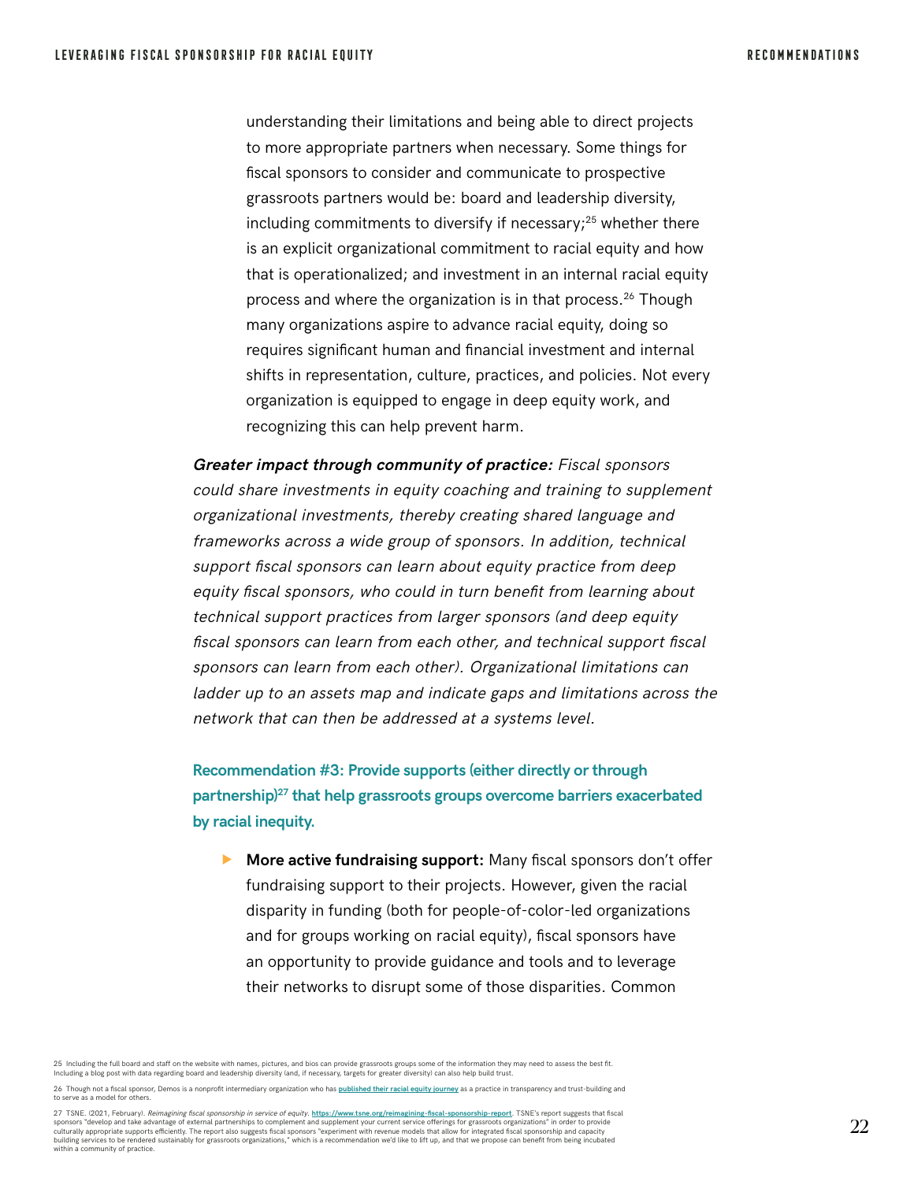understanding their limitations and being able to direct projects to more appropriate partners when necessary. Some things for fiscal sponsors to consider and communicate to prospective grassroots partners would be: board and leadership diversity, including commitments to diversify if necessary;[25] whether there is an explicit organizational commitment to racial equity and how that is operationalized; and investment in an internal racial equity process and where the organization is in that process.[26] Though many organizations aspire to advance racial equity, doing so requires significant human and financial investment and internal shifts in representation, culture, practices, and policies. Not every organization is equipped to engage in deep equity work, and recognizing this can help prevent harm.

***Greater impact through community of practice:*** *Fiscal sponsors could share investments in equity coaching and training to supplement organizational investments, thereby creating shared language and frameworks across a wide group of sponsors. In addition, technical support fiscal sponsors can learn about equity practice from deep equity fiscal sponsors, who could in turn benefit from learning about technical support practices from larger sponsors (and deep equity fiscal sponsors can learn from each other, and technical support fiscal sponsors can learn from each other). Organizational limitations can ladder up to an assets map and indicate gaps and limitations across the network that can then be addressed at a systems level.*

### Recommendation #3: Provide supports (either directly or through partnership)[27] that help grassroots groups overcome barriers exacerbated by racial inequity.

- **More active fundraising support:** Many fiscal sponsors don't offer fundraising support to their projects. However, given the racial disparity in funding (both for people-of-color-led organizations and for groups working on racial equity), fiscal sponsors have an opportunity to provide guidance and tools and to leverage their networks to disrupt some of those disparities. Common

25 Including the full board and staff on the website with names, pictures, and bios can provide grassroots groups some of the information they may need to assess the best fit. Including a blog post with data regarding board and leadership diversity (and, if necessary, targets for greater diversity) can also help build trust.

26 Though not a fiscal sponsor, Demos is a nonprofit intermediary organization who has [published their racial equity journey](#) as a practice in transparency and trust-building and to serve as a model for others.

27 TSNE. (2021, February). *Reimagining fiscal sponsorship in service of equity.* https://www.tsne.org/reimagining-fiscal-sponsorship-report. TSNE's report suggests that fiscal sponsors "develop and take advantage of external partnerships to complement and supplement your current service offerings for grassroots organizations" in order to provide culturally appropriate supports efficiently. The report also suggests fiscal sponsors "experiment with revenue models that allow for integrated fiscal sponsorship and capacity building services to be rendered sustainably for grassroots organizations," which is a recommendation we'd like to lift up, and that we propose can benefit from being incubated within a community of practice.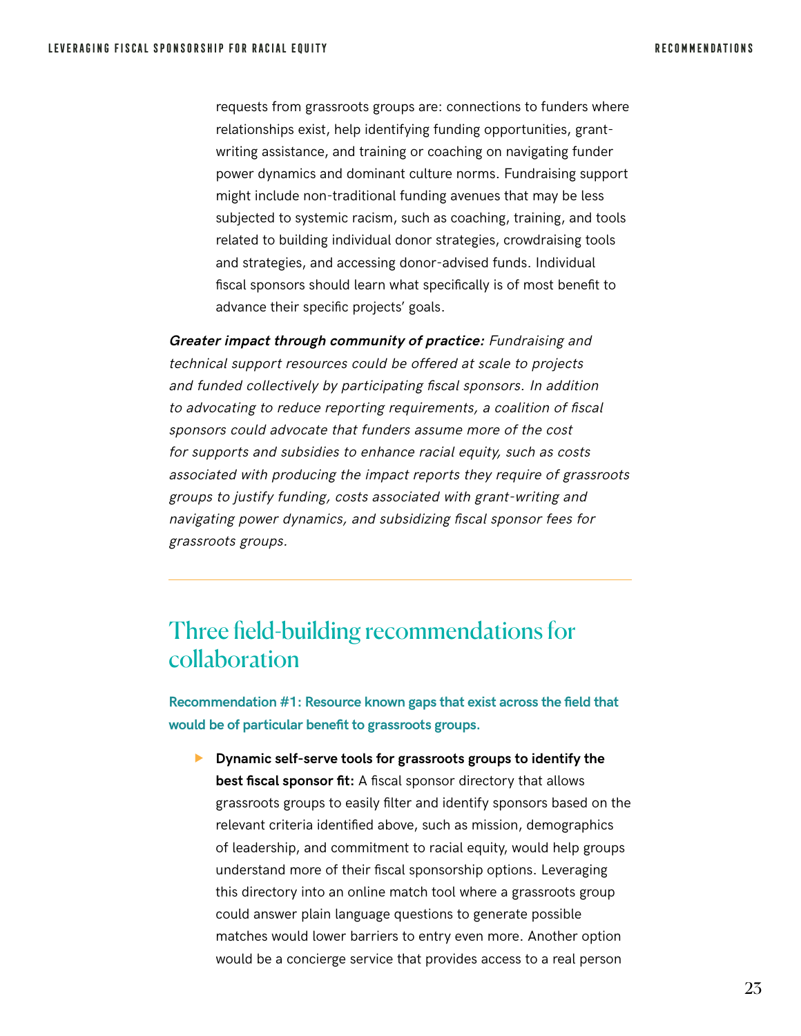requests from grassroots groups are: connections to funders where relationships exist, help identifying funding opportunities, grant-writing assistance, and training or coaching on navigating funder power dynamics and dominant culture norms. Fundraising support might include non-traditional funding avenues that may be less subjected to systemic racism, such as coaching, training, and tools related to building individual donor strategies, crowdraising tools and strategies, and accessing donor-advised funds. Individual fiscal sponsors should learn what specifically is of most benefit to advance their specific projects' goals.

***Greater impact through community of practice:*** *Fundraising and technical support resources could be offered at scale to projects and funded collectively by participating fiscal sponsors. In addition to advocating to reduce reporting requirements, a coalition of fiscal sponsors could advocate that funders assume more of the cost for supports and subsidies to enhance racial equity, such as costs associated with producing the impact reports they require of grassroots groups to justify funding, costs associated with grant-writing and navigating power dynamics, and subsidizing fiscal sponsor fees for grassroots groups.*

---

## Three field-building recommendations for collaboration

**Recommendation #1: Resource known gaps that exist across the field that would be of particular benefit to grassroots groups.**

- **Dynamic self-serve tools for grassroots groups to identify the best fiscal sponsor fit:** A fiscal sponsor directory that allows grassroots groups to easily filter and identify sponsors based on the relevant criteria identified above, such as mission, demographics of leadership, and commitment to racial equity, would help groups understand more of their fiscal sponsorship options. Leveraging this directory into an online match tool where a grassroots group could answer plain language questions to generate possible matches would lower barriers to entry even more. Another option would be a concierge service that provides access to a real person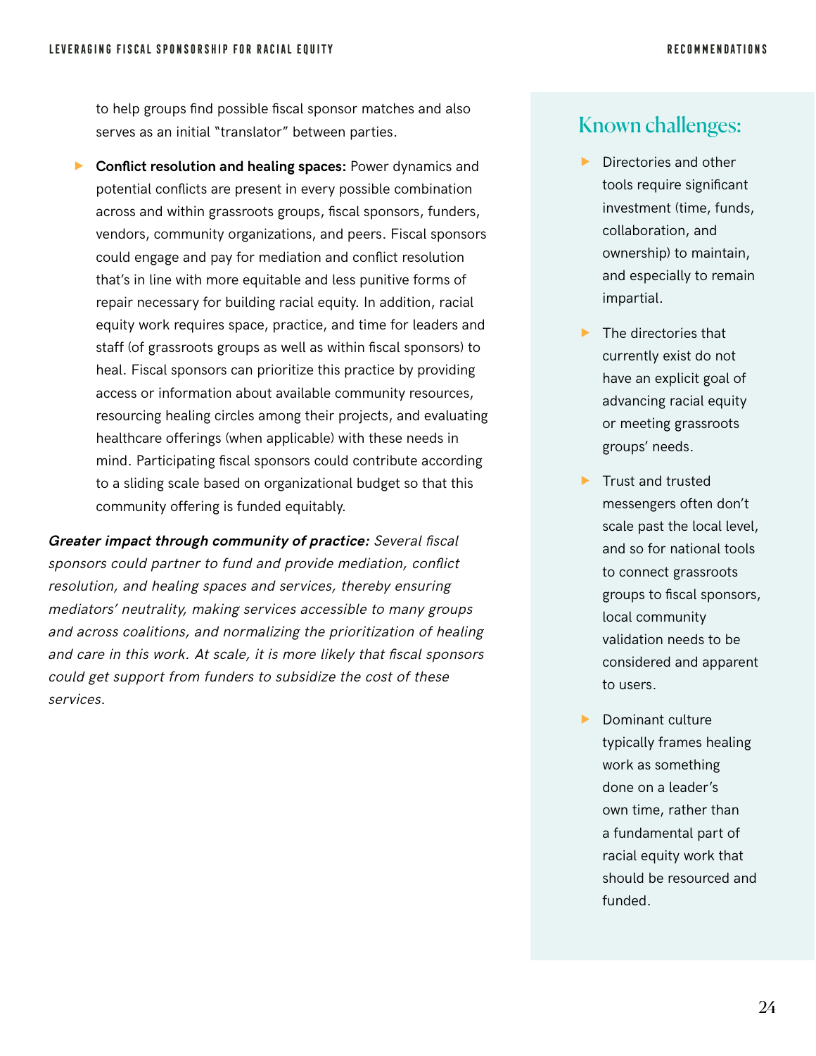to help groups find possible fiscal sponsor matches and also serves as an initial "translator" between parties.

- **Conflict resolution and healing spaces:** Power dynamics and potential conflicts are present in every possible combination across and within grassroots groups, fiscal sponsors, funders, vendors, community organizations, and peers. Fiscal sponsors could engage and pay for mediation and conflict resolution that's in line with more equitable and less punitive forms of repair necessary for building racial equity. In addition, racial equity work requires space, practice, and time for leaders and staff (of grassroots groups as well as within fiscal sponsors) to heal. Fiscal sponsors can prioritize this practice by providing access or information about available community resources, resourcing healing circles among their projects, and evaluating healthcare offerings (when applicable) with these needs in mind. Participating fiscal sponsors could contribute according to a sliding scale based on organizational budget so that this community offering is funded equitably.

***Greater impact through community of practice:*** *Several fiscal sponsors could partner to fund and provide mediation, conflict resolution, and healing spaces and services, thereby ensuring mediators' neutrality, making services accessible to many groups and across coalitions, and normalizing the prioritization of healing and care in this work. At scale, it is more likely that fiscal sponsors could get support from funders to subsidize the cost of these services.*

## Known challenges:

- Directories and other tools require significant investment (time, funds, collaboration, and ownership) to maintain, and especially to remain impartial.
- The directories that currently exist do not have an explicit goal of advancing racial equity or meeting grassroots groups' needs.
- Trust and trusted messengers often don't scale past the local level, and so for national tools to connect grassroots groups to fiscal sponsors, local community validation needs to be considered and apparent to users.
- Dominant culture typically frames healing work as something done on a leader's own time, rather than a fundamental part of racial equity work that should be resourced and funded.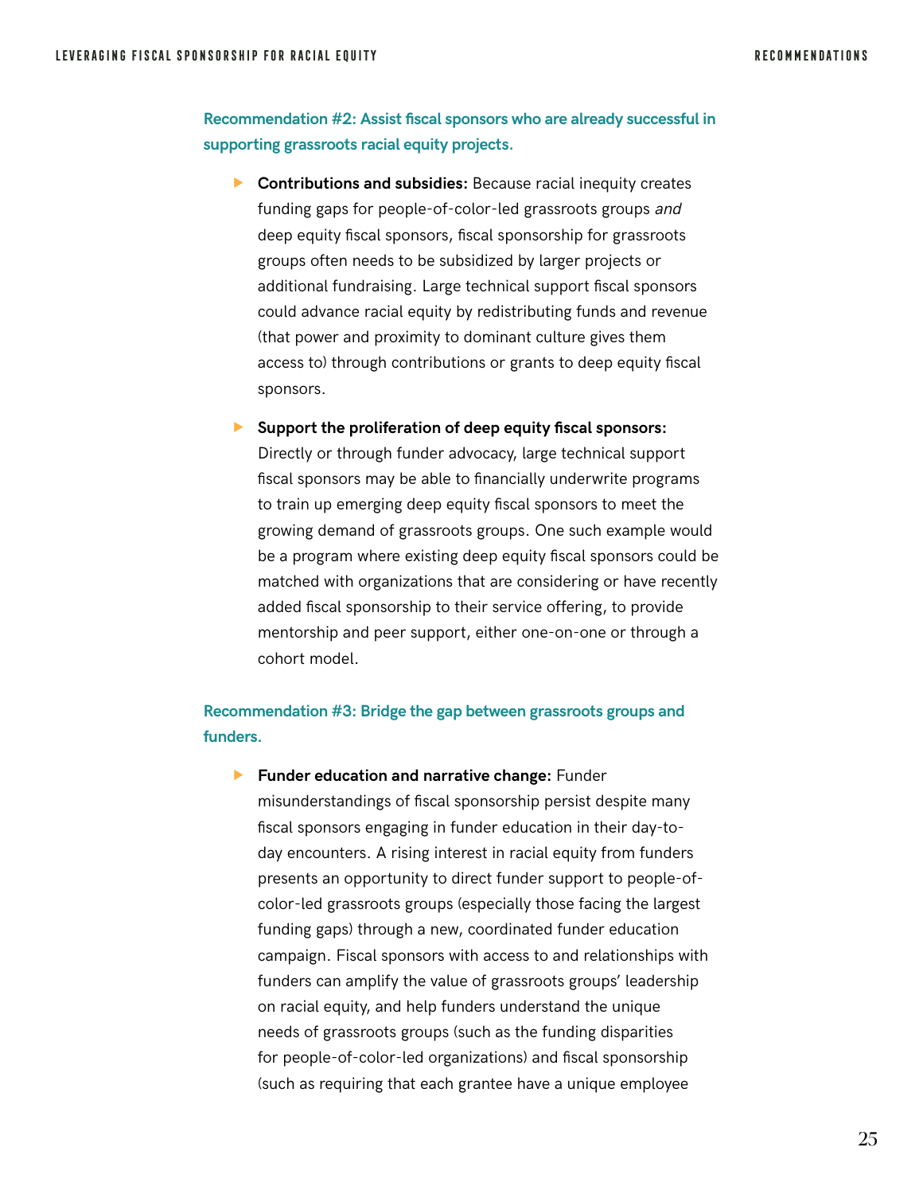### Recommendation #2: Assist fiscal sponsors who are already successful in supporting grassroots racial equity projects.

- **Contributions and subsidies:** Because racial inequity creates funding gaps for people-of-color-led grassroots groups *and* deep equity fiscal sponsors, fiscal sponsorship for grassroots groups often needs to be subsidized by larger projects or additional fundraising. Large technical support fiscal sponsors could advance racial equity by redistributing funds and revenue (that power and proximity to dominant culture gives them access to) through contributions or grants to deep equity fiscal sponsors.

- **Support the proliferation of deep equity fiscal sponsors:** Directly or through funder advocacy, large technical support fiscal sponsors may be able to financially underwrite programs to train up emerging deep equity fiscal sponsors to meet the growing demand of grassroots groups. One such example would be a program where existing deep equity fiscal sponsors could be matched with organizations that are considering or have recently added fiscal sponsorship to their service offering, to provide mentorship and peer support, either one-on-one or through a cohort model.

### Recommendation #3: Bridge the gap between grassroots groups and funders.

- **Funder education and narrative change:** Funder misunderstandings of fiscal sponsorship persist despite many fiscal sponsors engaging in funder education in their day-to-day encounters. A rising interest in racial equity from funders presents an opportunity to direct funder support to people-of-color-led grassroots groups (especially those facing the largest funding gaps) through a new, coordinated funder education campaign. Fiscal sponsors with access to and relationships with funders can amplify the value of grassroots groups' leadership on racial equity, and help funders understand the unique needs of grassroots groups (such as the funding disparities for people-of-color-led organizations) and fiscal sponsorship (such as requiring that each grantee have a unique employee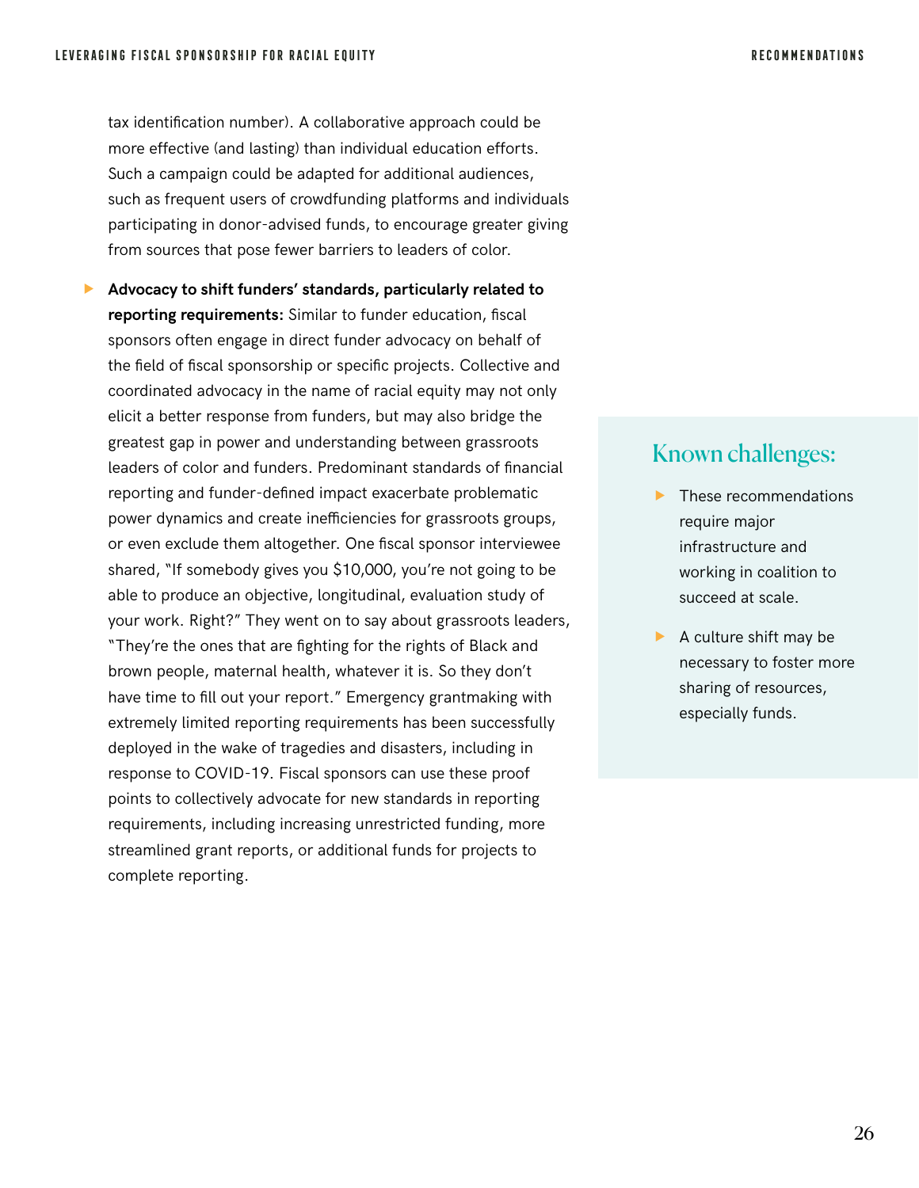tax identification number). A collaborative approach could be more effective (and lasting) than individual education efforts. Such a campaign could be adapted for additional audiences, such as frequent users of crowdfunding platforms and individuals participating in donor-advised funds, to encourage greater giving from sources that pose fewer barriers to leaders of color.

- **Advocacy to shift funders' standards, particularly related to reporting requirements:** Similar to funder education, fiscal sponsors often engage in direct funder advocacy on behalf of the field of fiscal sponsorship or specific projects. Collective and coordinated advocacy in the name of racial equity may not only elicit a better response from funders, but may also bridge the greatest gap in power and understanding between grassroots leaders of color and funders. Predominant standards of financial reporting and funder-defined impact exacerbate problematic power dynamics and create inefficiencies for grassroots groups, or even exclude them altogether. One fiscal sponsor interviewee shared, "If somebody gives you $10,000, you're not going to be able to produce an objective, longitudinal, evaluation study of your work. Right?" They went on to say about grassroots leaders, "They're the ones that are fighting for the rights of Black and brown people, maternal health, whatever it is. So they don't have time to fill out your report." Emergency grantmaking with extremely limited reporting requirements has been successfully deployed in the wake of tragedies and disasters, including in response to COVID-19. Fiscal sponsors can use these proof points to collectively advocate for new standards in reporting requirements, including increasing unrestricted funding, more streamlined grant reports, or additional funds for projects to complete reporting.

## Known challenges:

- These recommendations require major infrastructure and working in coalition to succeed at scale.
- A culture shift may be necessary to foster more sharing of resources, especially funds.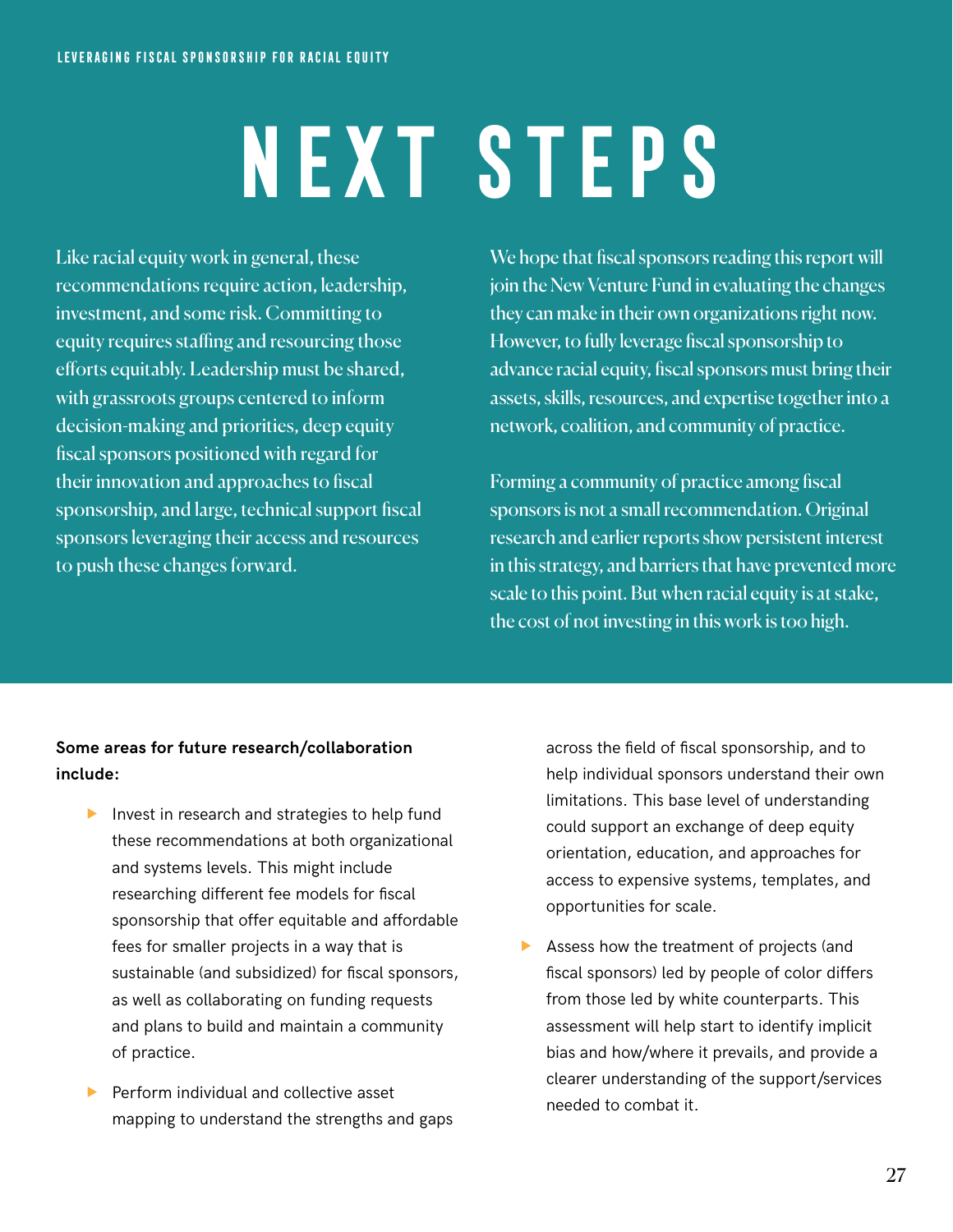# NEXT STEPS

Like racial equity work in general, these recommendations require action, leadership, investment, and some risk. Committing to equity requires staffing and resourcing those efforts equitably. Leadership must be shared, with grassroots groups centered to inform decision-making and priorities, deep equity fiscal sponsors positioned with regard for their innovation and approaches to fiscal sponsorship, and large, technical support fiscal sponsors leveraging their access and resources to push these changes forward.

We hope that fiscal sponsors reading this report will join the New Venture Fund in evaluating the changes they can make in their own organizations right now. However, to fully leverage fiscal sponsorship to advance racial equity, fiscal sponsors must bring their assets, skills, resources, and expertise together into a network, coalition, and community of practice.

Forming a community of practice among fiscal sponsors is not a small recommendation. Original research and earlier reports show persistent interest in this strategy, and barriers that have prevented more scale to this point. But when racial equity is at stake, the cost of not investing in this work is too high.

**Some areas for future research/collaboration include:**

- Invest in research and strategies to help fund these recommendations at both organizational and systems levels. This might include researching different fee models for fiscal sponsorship that offer equitable and affordable fees for smaller projects in a way that is sustainable (and subsidized) for fiscal sponsors, as well as collaborating on funding requests and plans to build and maintain a community of practice.
- Perform individual and collective asset mapping to understand the strengths and gaps across the field of fiscal sponsorship, and to help individual sponsors understand their own limitations. This base level of understanding could support an exchange of deep equity orientation, education, and approaches for access to expensive systems, templates, and opportunities for scale.
- Assess how the treatment of projects (and fiscal sponsors) led by people of color differs from those led by white counterparts. This assessment will help start to identify implicit bias and how/where it prevails, and provide a clearer understanding of the support/services needed to combat it.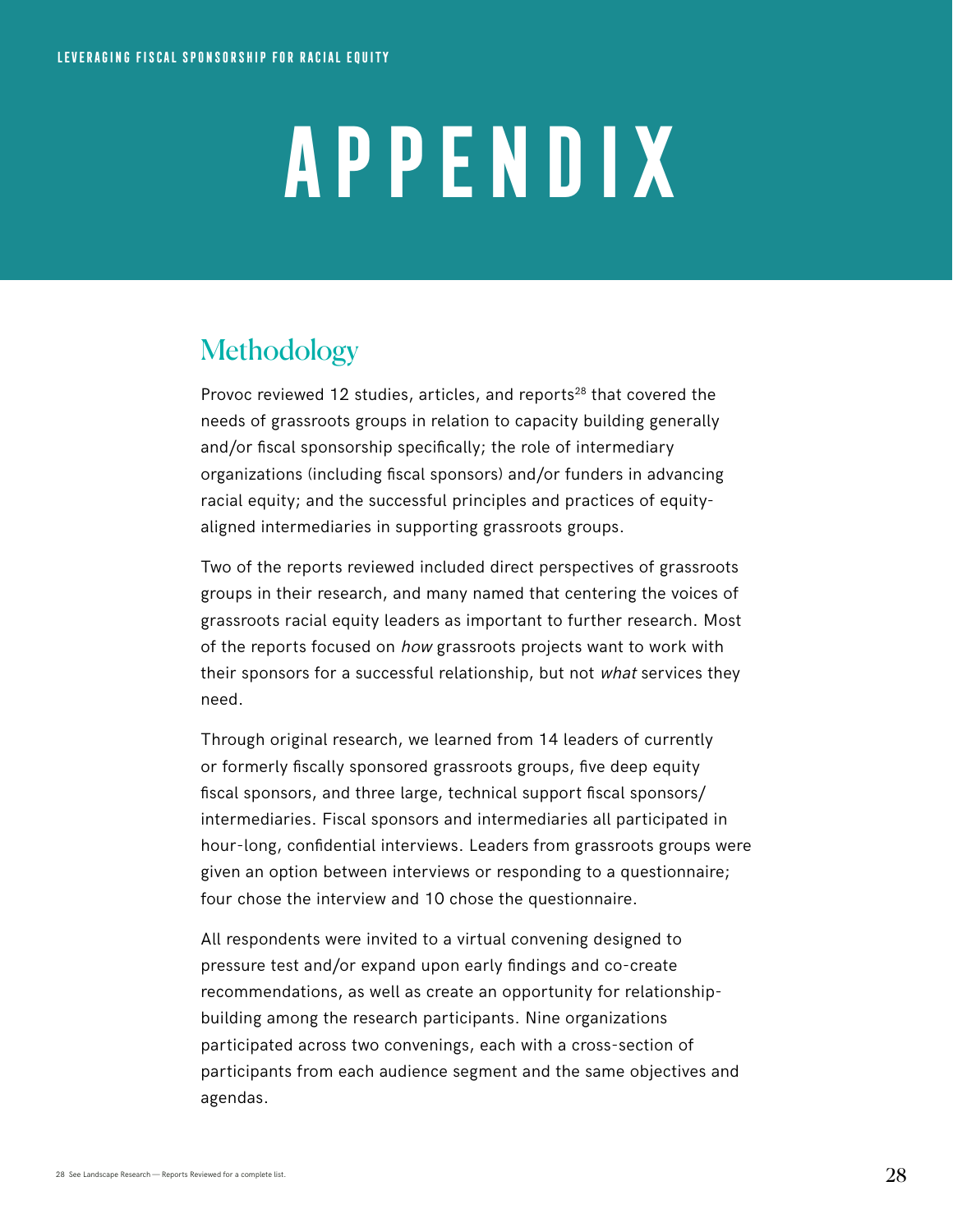# APPENDIX

## Methodology

Provoc reviewed 12 studies, articles, and reports[28] that covered the needs of grassroots groups in relation to capacity building generally and/or fiscal sponsorship specifically; the role of intermediary organizations (including fiscal sponsors) and/or funders in advancing racial equity; and the successful principles and practices of equity-aligned intermediaries in supporting grassroots groups.

Two of the reports reviewed included direct perspectives of grassroots groups in their research, and many named that centering the voices of grassroots racial equity leaders as important to further research. Most of the reports focused on *how* grassroots projects want to work with their sponsors for a successful relationship, but not *what* services they need.

Through original research, we learned from 14 leaders of currently or formerly fiscally sponsored grassroots groups, five deep equity fiscal sponsors, and three large, technical support fiscal sponsors/intermediaries. Fiscal sponsors and intermediaries all participated in hour-long, confidential interviews. Leaders from grassroots groups were given an option between interviews or responding to a questionnaire; four chose the interview and 10 chose the questionnaire.

All respondents were invited to a virtual convening designed to pressure test and/or expand upon early findings and co-create recommendations, as well as create an opportunity for relationship-building among the research participants. Nine organizations participated across two convenings, each with a cross-section of participants from each audience segment and the same objectives and agendas.

28 See Landscape Research — Reports Reviewed for a complete list.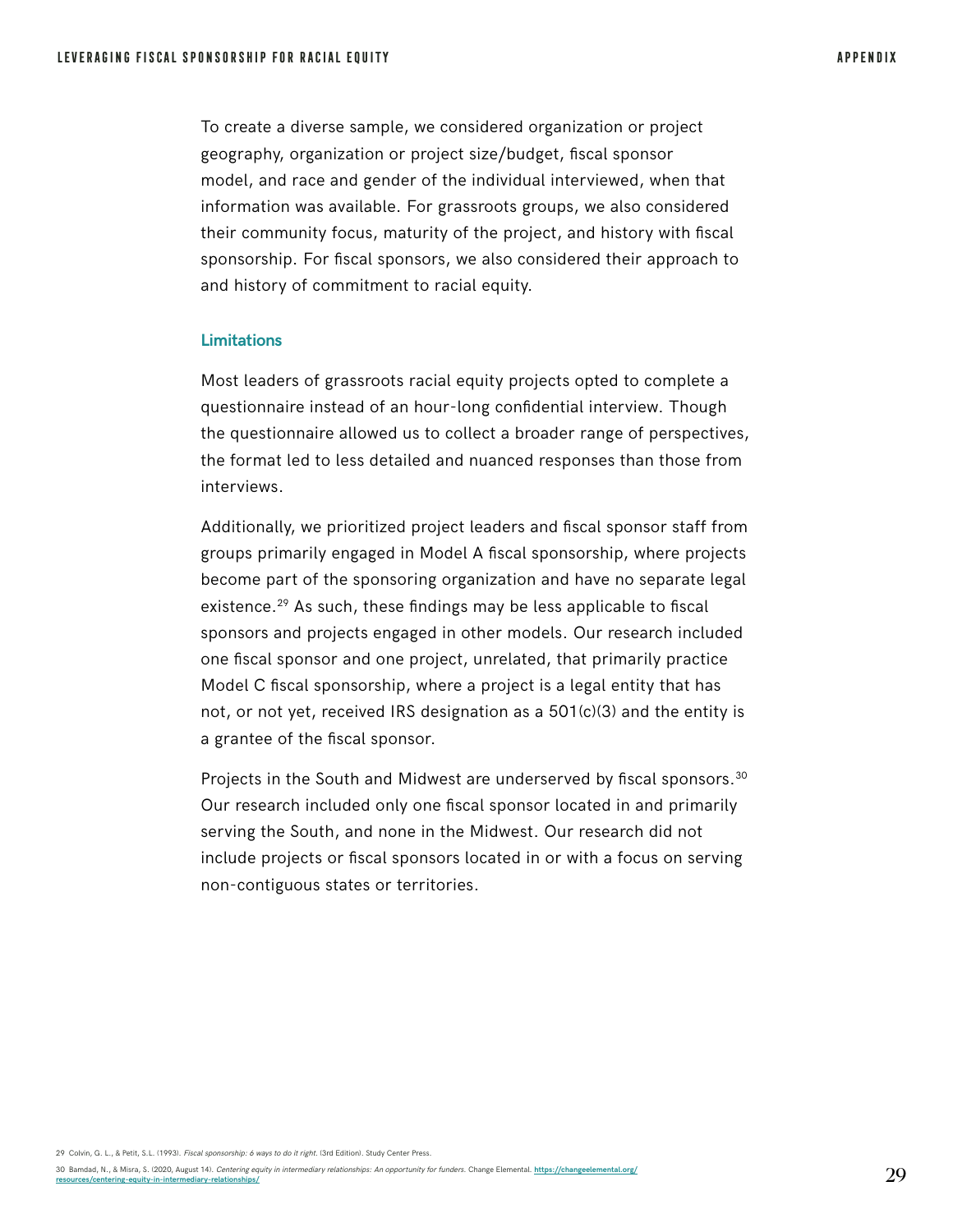To create a diverse sample, we considered organization or project geography, organization or project size/budget, fiscal sponsor model, and race and gender of the individual interviewed, when that information was available. For grassroots groups, we also considered their community focus, maturity of the project, and history with fiscal sponsorship. For fiscal sponsors, we also considered their approach to and history of commitment to racial equity.

### Limitations

Most leaders of grassroots racial equity projects opted to complete a questionnaire instead of an hour-long confidential interview. Though the questionnaire allowed us to collect a broader range of perspectives, the format led to less detailed and nuanced responses than those from interviews.

Additionally, we prioritized project leaders and fiscal sponsor staff from groups primarily engaged in Model A fiscal sponsorship, where projects become part of the sponsoring organization and have no separate legal existence.[29] As such, these findings may be less applicable to fiscal sponsors and projects engaged in other models. Our research included one fiscal sponsor and one project, unrelated, that primarily practice Model C fiscal sponsorship, where a project is a legal entity that has not, or not yet, received IRS designation as a 501(c)(3) and the entity is a grantee of the fiscal sponsor.

Projects in the South and Midwest are underserved by fiscal sponsors.[30] Our research included only one fiscal sponsor located in and primarily serving the South, and none in the Midwest. Our research did not include projects or fiscal sponsors located in or with a focus on serving non-contiguous states or territories.

29 Colvin, G. L., & Petit, S.L. (1993). *Fiscal sponsorship: 6 ways to do it right.* (3rd Edition). Study Center Press.

30 Bamdad, N., & Misra, S. (2020, August 14). *Centering equity in intermediary relationships: An opportunity for funders.* Change Elemental. https://changeelemental.org/resources/centering-equity-in-intermediary-relationships/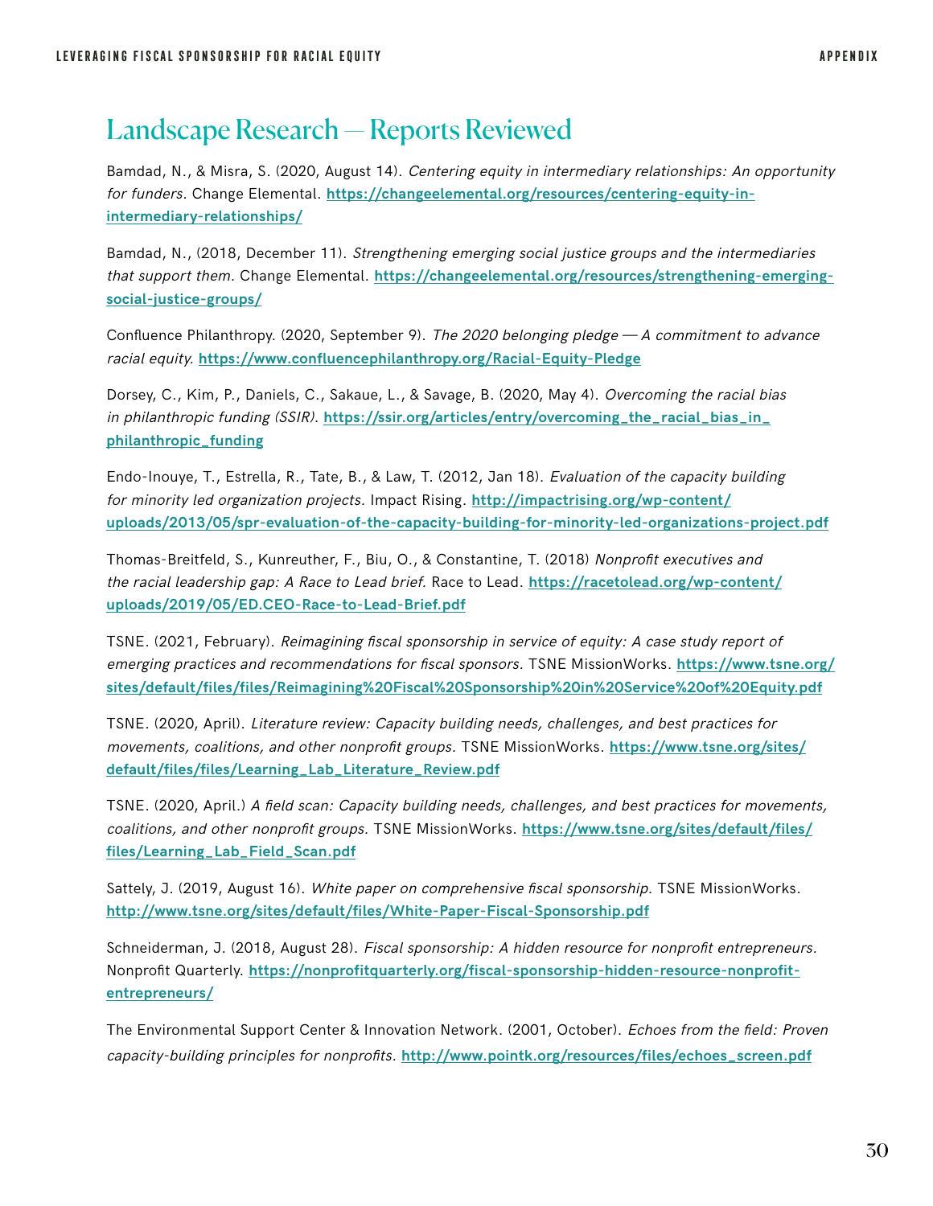## Landscape Research — Reports Reviewed

Bamdad, N., & Misra, S. (2020, August 14). *Centering equity in intermediary relationships: An opportunity for funders.* Change Elemental. **https://changeelemental.org/resources/centering-equity-in-intermediary-relationships/**

Bamdad, N., (2018, December 11). *Strengthening emerging social justice groups and the intermediaries that support them.* Change Elemental. **https://changeelemental.org/resources/strengthening-emerging-social-justice-groups/**

Confluence Philanthropy. (2020, September 9). *The 2020 belonging pledge — A commitment to advance racial equity.* **https://www.confluencephilanthropy.org/Racial-Equity-Pledge**

Dorsey, C., Kim, P., Daniels, C., Sakaue, L., & Savage, B. (2020, May 4). *Overcoming the racial bias in philanthropic funding (SSIR).* **https://ssir.org/articles/entry/overcoming_the_racial_bias_in_philanthropic_funding**

Endo-Inouye, T., Estrella, R., Tate, B., & Law, T. (2012, Jan 18). *Evaluation of the capacity building for minority led organization projects.* Impact Rising. **http://impactrising.org/wp-content/uploads/2013/05/spr-evaluation-of-the-capacity-building-for-minority-led-organizations-project.pdf**

Thomas-Breitfeld, S., Kunreuther, F., Biu, O., & Constantine, T. (2018) *Nonprofit executives and the racial leadership gap: A Race to Lead brief.* Race to Lead. **https://racetolead.org/wp-content/uploads/2019/05/ED.CEO-Race-to-Lead-Brief.pdf**

TSNE. (2021, February). *Reimagining fiscal sponsorship in service of equity: A case study report of emerging practices and recommendations for fiscal sponsors.* TSNE MissionWorks. **https://www.tsne.org/sites/default/files/files/Reimagining%20Fiscal%20Sponsorship%20in%20Service%20of%20Equity.pdf**

TSNE. (2020, April). *Literature review: Capacity building needs, challenges, and best practices for movements, coalitions, and other nonprofit groups.* TSNE MissionWorks. **https://www.tsne.org/sites/default/files/files/Learning_Lab_Literature_Review.pdf**

TSNE. (2020, April.) *A field scan: Capacity building needs, challenges, and best practices for movements, coalitions, and other nonprofit groups.* TSNE MissionWorks. **https://www.tsne.org/sites/default/files/files/Learning_Lab_Field_Scan.pdf**

Sattely, J. (2019, August 16). *White paper on comprehensive fiscal sponsorship.* TSNE MissionWorks. **http://www.tsne.org/sites/default/files/White-Paper-Fiscal-Sponsorship.pdf**

Schneiderman, J. (2018, August 28). *Fiscal sponsorship: A hidden resource for nonprofit entrepreneurs.* Nonprofit Quarterly. **https://nonprofitquarterly.org/fiscal-sponsorship-hidden-resource-nonprofit-entrepreneurs/**

The Environmental Support Center & Innovation Network. (2001, October). *Echoes from the field: Proven capacity-building principles for nonprofits.* **http://www.pointk.org/resources/files/echoes_screen.pdf**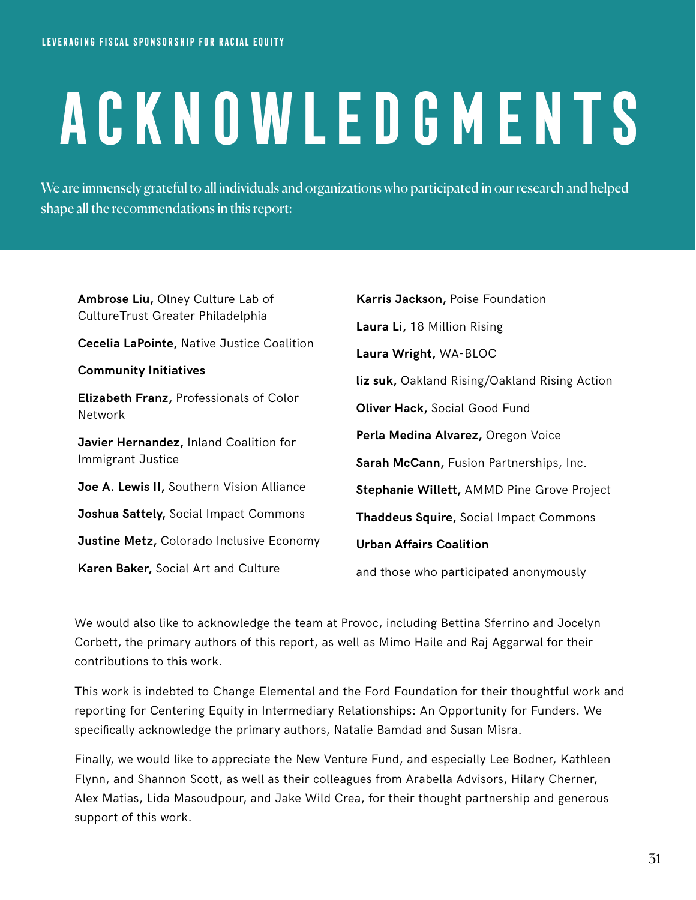# ACKNOWLEDGMENTS

We are immensely grateful to all individuals and organizations who participated in our research and helped shape all the recommendations in this report:

**Ambrose Liu,** Olney Culture Lab of CultureTrust Greater Philadelphia

**Cecelia LaPointe,** Native Justice Coalition

**Community Initiatives**

**Elizabeth Franz,** Professionals of Color Network

**Javier Hernandez,** Inland Coalition for Immigrant Justice

**Joe A. Lewis II,** Southern Vision Alliance

**Joshua Sattely,** Social Impact Commons

**Justine Metz,** Colorado Inclusive Economy

**Karen Baker,** Social Art and Culture

**Karris Jackson,** Poise Foundation

**Laura Li,** 18 Million Rising

**Laura Wright,** WA-BLOC

**liz suk,** Oakland Rising/Oakland Rising Action

**Oliver Hack,** Social Good Fund

**Perla Medina Alvarez,** Oregon Voice

**Sarah McCann,** Fusion Partnerships, Inc.

**Stephanie Willett,** AMMD Pine Grove Project

**Thaddeus Squire,** Social Impact Commons

**Urban Affairs Coalition**

and those who participated anonymously

We would also like to acknowledge the team at Provoc, including Bettina Sferrino and Jocelyn Corbett, the primary authors of this report, as well as Mimo Haile and Raj Aggarwal for their contributions to this work.

This work is indebted to Change Elemental and the Ford Foundation for their thoughtful work and reporting for Centering Equity in Intermediary Relationships: An Opportunity for Funders. We specifically acknowledge the primary authors, Natalie Bamdad and Susan Misra.

Finally, we would like to appreciate the New Venture Fund, and especially Lee Bodner, Kathleen Flynn, and Shannon Scott, as well as their colleagues from Arabella Advisors, Hilary Cherner, Alex Matias, Lida Masoudpour, and Jake Wild Crea, for their thought partnership and generous support of this work.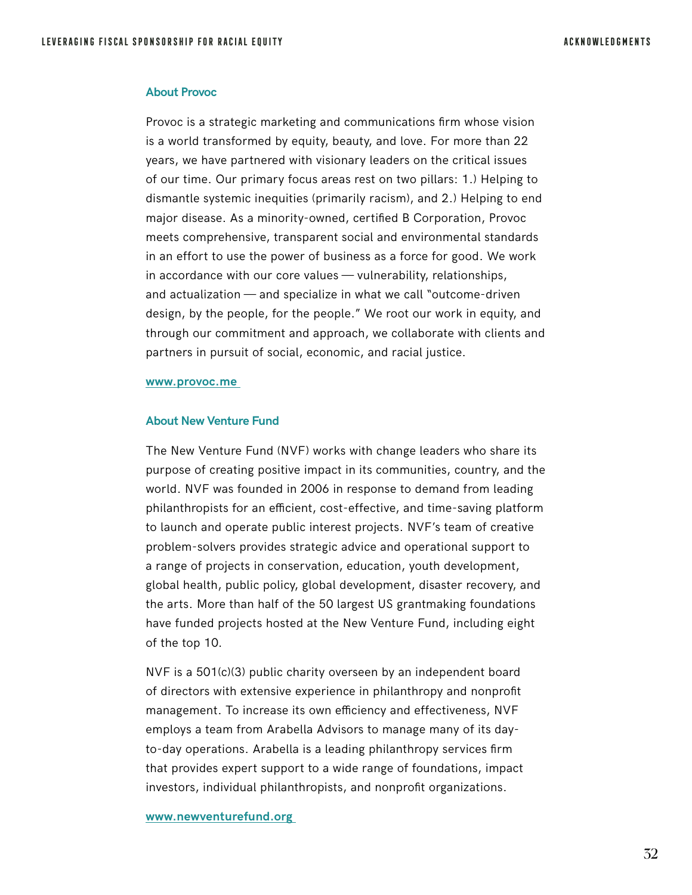### About Provoc

Provoc is a strategic marketing and communications firm whose vision is a world transformed by equity, beauty, and love. For more than 22 years, we have partnered with visionary leaders on the critical issues of our time. Our primary focus areas rest on two pillars: 1.) Helping to dismantle systemic inequities (primarily racism), and 2.) Helping to end major disease. As a minority-owned, certified B Corporation, Provoc meets comprehensive, transparent social and environmental standards in an effort to use the power of business as a force for good. We work in accordance with our core values — vulnerability, relationships, and actualization — and specialize in what we call "outcome-driven design, by the people, for the people." We root our work in equity, and through our commitment and approach, we collaborate with clients and partners in pursuit of social, economic, and racial justice.

**www.provoc.me**

### About New Venture Fund

The New Venture Fund (NVF) works with change leaders who share its purpose of creating positive impact in its communities, country, and the world. NVF was founded in 2006 in response to demand from leading philanthropists for an efficient, cost-effective, and time-saving platform to launch and operate public interest projects. NVF's team of creative problem-solvers provides strategic advice and operational support to a range of projects in conservation, education, youth development, global health, public policy, global development, disaster recovery, and the arts. More than half of the 50 largest US grantmaking foundations have funded projects hosted at the New Venture Fund, including eight of the top 10.

NVF is a 501(c)(3) public charity overseen by an independent board of directors with extensive experience in philanthropy and nonprofit management. To increase its own efficiency and effectiveness, NVF employs a team from Arabella Advisors to manage many of its day-to-day operations. Arabella is a leading philanthropy services firm that provides expert support to a wide range of foundations, impact investors, individual philanthropists, and nonprofit organizations.

**www.newventurefund.org**